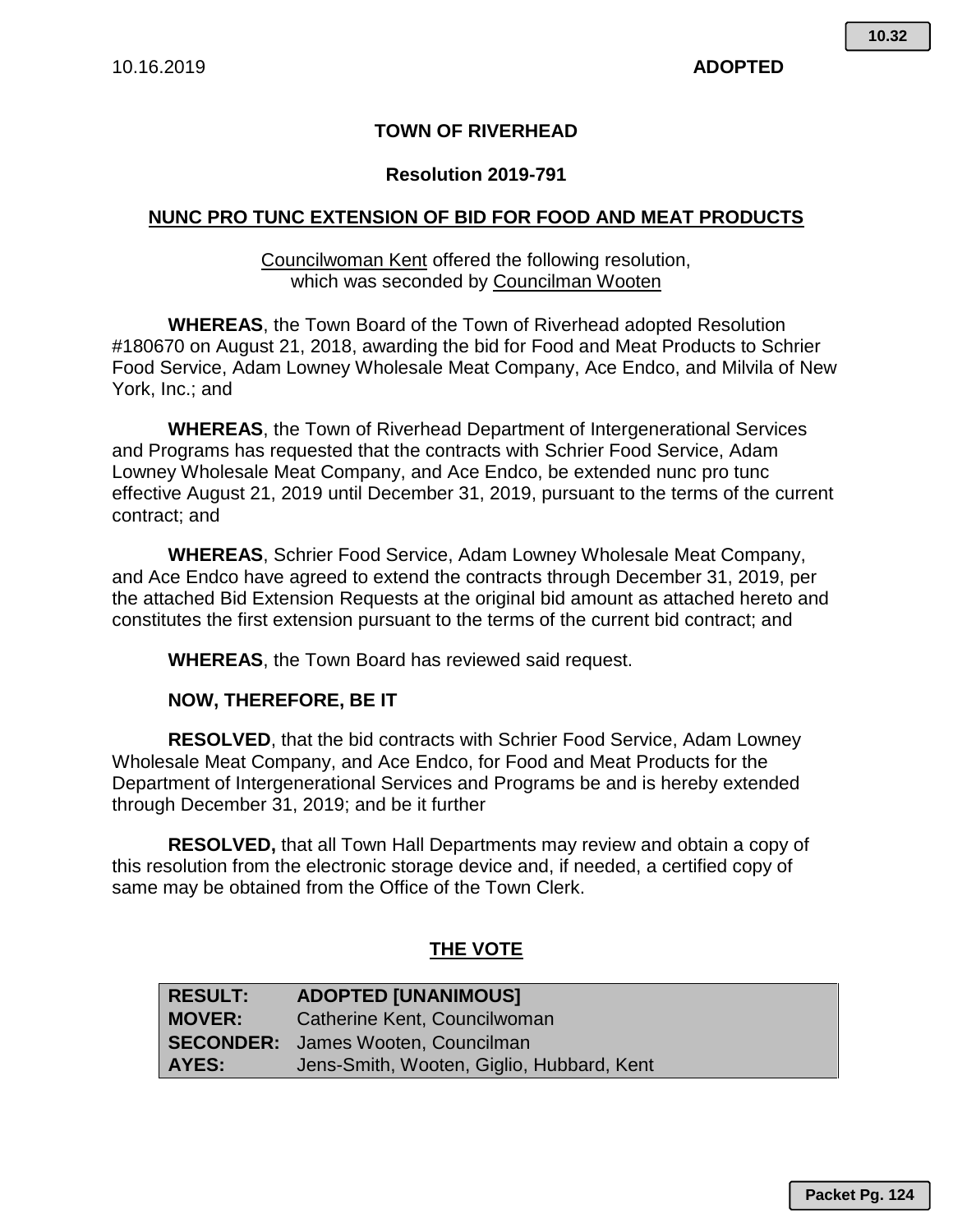10.16.2019 **ADOPTED**

# TOWN OF RIVERHEAD

## Resolution 2019-791

## NUNC PRO TUNC EXTENSION OF BID FOR FOOD AND MEAT PRODUCTS

Councilwoman Kent offered the following resolution,
which was seconded by Councilman Wooten

**WHEREAS**, the Town Board of the Town of Riverhead adopted Resolution #180670 on August 21, 2018, awarding the bid for Food and Meat Products to Schrier Food Service, Adam Lowney Wholesale Meat Company, Ace Endco, and Milvila of New York, Inc.; and

**WHEREAS**, the Town of Riverhead Department of Intergenerational Services and Programs has requested that the contracts with Schrier Food Service, Adam Lowney Wholesale Meat Company, and Ace Endco, be extended nunc pro tunc effective August 21, 2019 until December 31, 2019, pursuant to the terms of the current contract; and

**WHEREAS**, Schrier Food Service, Adam Lowney Wholesale Meat Company, and Ace Endco have agreed to extend the contracts through December 31, 2019, per the attached Bid Extension Requests at the original bid amount as attached hereto and constitutes the first extension pursuant to the terms of the current bid contract; and

**WHEREAS**, the Town Board has reviewed said request.

**NOW, THEREFORE, BE IT**

**RESOLVED**, that the bid contracts with Schrier Food Service, Adam Lowney Wholesale Meat Company, and Ace Endco, for Food and Meat Products for the Department of Intergenerational Services and Programs be and is hereby extended through December 31, 2019; and be it further

**RESOLVED,** that all Town Hall Departments may review and obtain a copy of this resolution from the electronic storage device and, if needed, a certified copy of same may be obtained from the Office of the Town Clerk.

## THE VOTE

| | |
|---|---|
| **RESULT:** | **ADOPTED [UNANIMOUS]** |
| **MOVER:** | Catherine Kent, Councilwoman |
| **SECONDER:** | James Wooten, Councilman |
| **AYES:** | Jens-Smith, Wooten, Giglio, Hubbard, Kent |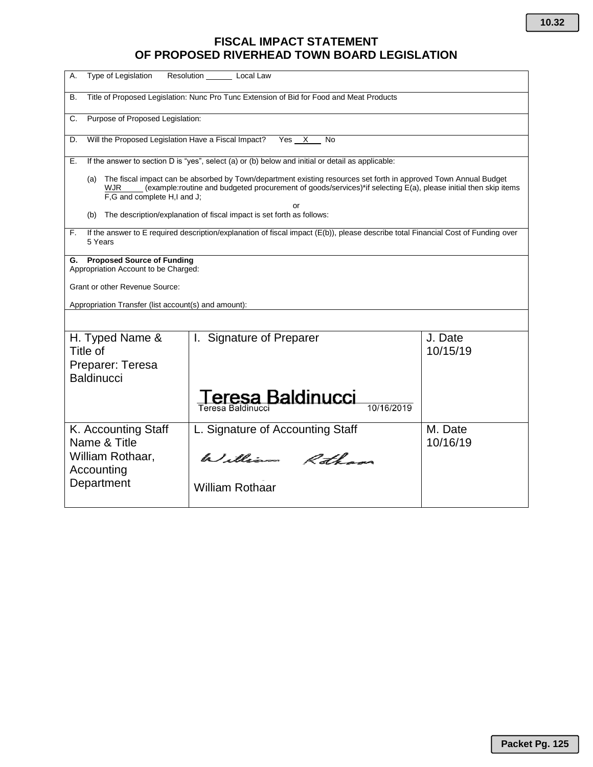# FISCAL IMPACT STATEMENT OF PROPOSED RIVERHEAD TOWN BOARD LEGISLATION

A. Type of Legislation Resolution ______ Local Law

B. Title of Proposed Legislation: Nunc Pro Tunc Extension of Bid for Food and Meat Products

C. Purpose of Proposed Legislation:

D. Will the Proposed Legislation Have a Fiscal Impact? Yes __X__ No

E. If the answer to section D is "yes", select (a) or (b) below and initial or detail as applicable:

(a) The fiscal impact can be absorbed by Town/department existing resources set forth in approved Town Annual Budget WJR_____ (example:routine and budgeted procurement of goods/services)*if selecting E(a), please initial then skip items F,G and complete H,I and J;

or

(b) The description/explanation of fiscal impact is set forth as follows:

F. If the answer to E required description/explanation of fiscal impact (E(b)), please describe total Financial Cost of Funding over 5 Years

**G. Proposed Source of Funding**

Appropriation Account to be Charged:

Grant or other Revenue Source:

Appropriation Transfer (list account(s) and amount):

| H. Typed Name & Title of Preparer: Teresa Baldinucci | I. Signature of Preparer<br>Teresa Baldinucci<br>Teresa Baldinucci 10/16/2019 | J. Date<br>10/15/19 |
|---|---|---|
| K. Accounting Staff Name & Title<br>William Rothaar, Accounting Department | L. Signature of Accounting Staff<br>William Rothaar<br>William Rothaar | M. Date<br>10/16/19 |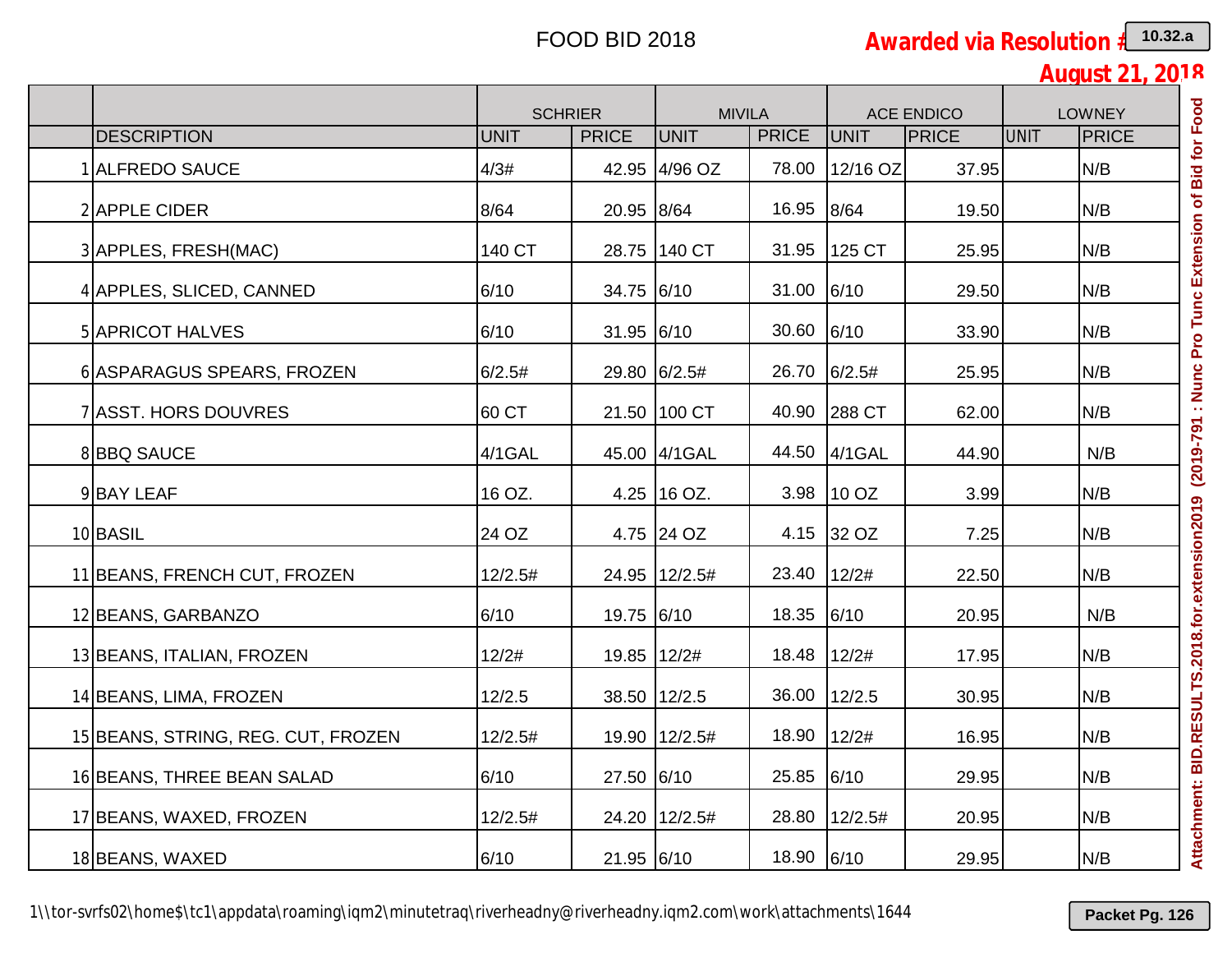# FOOD BID 2018

**Awarded via Resolution #**

**August 21, 2018**

| | | SCHRIER | | MIVILA | | ACE ENDICO | | LOWNEY | |
|---|---|---|---|---|---|---|---|---|---|
| | DESCRIPTION | UNIT | PRICE | UNIT | PRICE | UNIT | PRICE | UNIT | PRICE |
| 1 | ALFREDO SAUCE | 4/3# | 42.95 | 4/96 OZ | 78.00 | 12/16 OZ | 37.95 | | N/B |
| 2 | APPLE CIDER | 8/64 | 20.95 | 8/64 | 16.95 | 8/64 | 19.50 | | N/B |
| 3 | APPLES, FRESH(MAC) | 140 CT | 28.75 | 140 CT | 31.95 | 125 CT | 25.95 | | N/B |
| 4 | APPLES, SLICED, CANNED | 6/10 | 34.75 | 6/10 | 31.00 | 6/10 | 29.50 | | N/B |
| 5 | APRICOT HALVES | 6/10 | 31.95 | 6/10 | 30.60 | 6/10 | 33.90 | | N/B |
| 6 | ASPARAGUS SPEARS, FROZEN | 6/2.5# | 29.80 | 6/2.5# | 26.70 | 6/2.5# | 25.95 | | N/B |
| 7 | ASST. HORS DOUVRES | 60 CT | 21.50 | 100 CT | 40.90 | 288 CT | 62.00 | | N/B |
| 8 | BBQ SAUCE | 4/1GAL | 45.00 | 4/1GAL | 44.50 | 4/1GAL | 44.90 | | N/B |
| 9 | BAY LEAF | 16 OZ. | 4.25 | 16 OZ. | 3.98 | 10 OZ | 3.99 | | N/B |
| 10 | BASIL | 24 OZ | 4.75 | 24 OZ | 4.15 | 32 OZ | 7.25 | | N/B |
| 11 | BEANS, FRENCH CUT, FROZEN | 12/2.5# | 24.95 | 12/2.5# | 23.40 | 12/2# | 22.50 | | N/B |
| 12 | BEANS, GARBANZO | 6/10 | 19.75 | 6/10 | 18.35 | 6/10 | 20.95 | | N/B |
| 13 | BEANS, ITALIAN, FROZEN | 12/2# | 19.85 | 12/2# | 18.48 | 12/2# | 17.95 | | N/B |
| 14 | BEANS, LIMA, FROZEN | 12/2.5 | 38.50 | 12/2.5 | 36.00 | 12/2.5 | 30.95 | | N/B |
| 15 | BEANS, STRING, REG. CUT, FROZEN | 12/2.5# | 19.90 | 12/2.5# | 18.90 | 12/2# | 16.95 | | N/B |
| 16 | BEANS, THREE BEAN SALAD | 6/10 | 27.50 | 6/10 | 25.85 | 6/10 | 29.95 | | N/B |
| 17 | BEANS, WAXED, FROZEN | 12/2.5# | 24.20 | 12/2.5# | 28.80 | 12/2.5# | 20.95 | | N/B |
| 18 | BEANS, WAXED | 6/10 | 21.95 | 6/10 | 18.90 | 6/10 | 29.95 | | N/B |

1\\tor-svrfs02\home$\tc1\appdata\roaming\iqm2\minutetraq\riverheadny@riverheadny.iqm2.com\work\attachments\1644

Attachment: BID.RESULTS.2018.for.extension2019 (2019-791 : Nunc Pro Tunc Extension of Bid for Food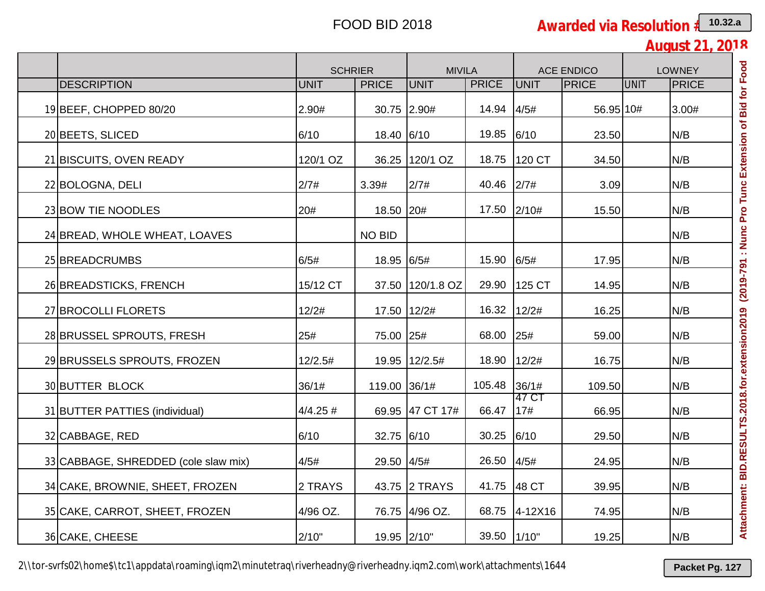# FOOD BID 2018

**Awarded via Resolution #**

**August 21, 2018**

| | | SCHRIER | | MIVILA | | ACE ENDICO | | LOWNEY | |
|---|---|---|---|---|---|---|---|---|---|
| | DESCRIPTION | UNIT | PRICE | UNIT | PRICE | UNIT | PRICE | UNIT | PRICE |
| 19 | BEEF, CHOPPED 80/20 | 2.90# | 30.75 | 2.90# | 14.94 | 4/5# | 56.95 | 10# | 3.00# |
| 20 | BEETS, SLICED | 6/10 | 18.40 | 6/10 | 19.85 | 6/10 | 23.50 | | N/B |
| 21 | BISCUITS, OVEN READY | 120/1 OZ | 36.25 | 120/1 OZ | 18.75 | 120 CT | 34.50 | | N/B |
| 22 | BOLOGNA, DELI | 2/7# | 3.39# | 2/7# | 40.46 | 2/7# | 3.09 | | N/B |
| 23 | BOW TIE NOODLES | 20# | 18.50 | 20# | 17.50 | 2/10# | 15.50 | | N/B |
| 24 | BREAD, WHOLE WHEAT, LOAVES | | NO BID | | | | | | N/B |
| 25 | BREADCRUMBS | 6/5# | 18.95 | 6/5# | 15.90 | 6/5# | 17.95 | | N/B |
| 26 | BREADSTICKS, FRENCH | 15/12 CT | 37.50 | 120/1.8 OZ | 29.90 | 125 CT | 14.95 | | N/B |
| 27 | BROCOLLI FLORETS | 12/2# | 17.50 | 12/2# | 16.32 | 12/2# | 16.25 | | N/B |
| 28 | BRUSSEL SPROUTS, FRESH | 25# | 75.00 | 25# | 68.00 | 25# | 59.00 | | N/B |
| 29 | BRUSSELS SPROUTS, FROZEN | 12/2.5# | 19.95 | 12/2.5# | 18.90 | 12/2# | 16.75 | | N/B |
| 30 | BUTTER BLOCK | 36/1# | 119.00 | 36/1# | 105.48 | 36/1# | 109.50 | | N/B |
| 31 | BUTTER PATTIES (individual) | 4/4.25 # | 69.95 | 47 CT 17# | 66.47 | 47 CT 17# | 66.95 | | N/B |
| 32 | CABBAGE, RED | 6/10 | 32.75 | 6/10 | 30.25 | 6/10 | 29.50 | | N/B |
| 33 | CABBAGE, SHREDDED (cole slaw mix) | 4/5# | 29.50 | 4/5# | 26.50 | 4/5# | 24.95 | | N/B |
| 34 | CAKE, BROWNIE, SHEET, FROZEN | 2 TRAYS | 43.75 | 2 TRAYS | 41.75 | 48 CT | 39.95 | | N/B |
| 35 | CAKE, CARROT, SHEET, FROZEN | 4/96 OZ. | 76.75 | 4/96 OZ. | 68.75 | 4-12X16 | 74.95 | | N/B |
| 36 | CAKE, CHEESE | 2/10" | 19.95 | 2/10" | 39.50 | 1/10" | 19.25 | | N/B |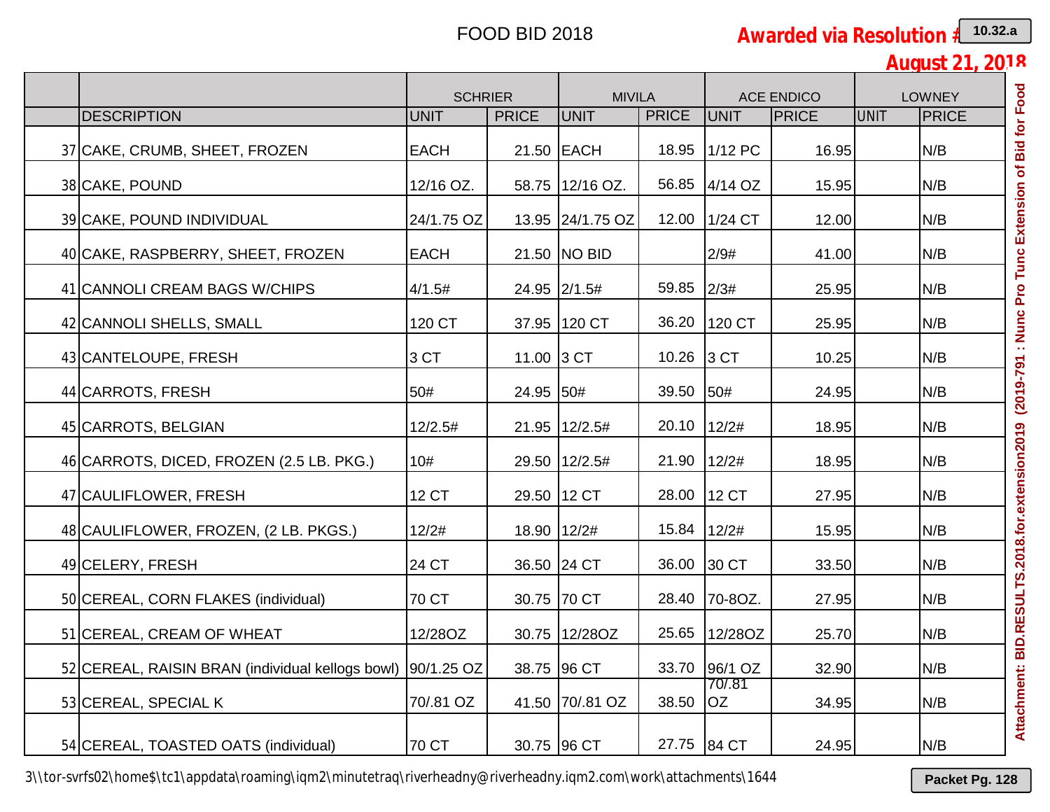# FOOD BID 2018

**Awarded via Resolution #**
**August 21, 2018**

| | | SCHRIER | | MIVILA | | ACE ENDICO | | LOWNEY | |
|---|---|---|---|---|---|---|---|---|---|
| | DESCRIPTION | UNIT | PRICE | UNIT | PRICE | UNIT | PRICE | UNIT | PRICE |
| 37 | CAKE, CRUMB, SHEET, FROZEN | EACH | 21.50 | EACH | 18.95 | 1/12 PC | 16.95 | | N/B |
| 38 | CAKE, POUND | 12/16 OZ. | 58.75 | 12/16 OZ. | 56.85 | 4/14 OZ | 15.95 | | N/B |
| 39 | CAKE, POUND INDIVIDUAL | 24/1.75 OZ | 13.95 | 24/1.75 OZ | 12.00 | 1/24 CT | 12.00 | | N/B |
| 40 | CAKE, RASPBERRY, SHEET, FROZEN | EACH | 21.50 | NO BID | | 2/9# | 41.00 | | N/B |
| 41 | CANNOLI CREAM BAGS W/CHIPS | 4/1.5# | 24.95 | 2/1.5# | 59.85 | 2/3# | 25.95 | | N/B |
| 42 | CANNOLI SHELLS, SMALL | 120 CT | 37.95 | 120 CT | 36.20 | 120 CT | 25.95 | | N/B |
| 43 | CANTELOUPE, FRESH | 3 CT | 11.00 | 3 CT | 10.26 | 3 CT | 10.25 | | N/B |
| 44 | CARROTS, FRESH | 50# | 24.95 | 50# | 39.50 | 50# | 24.95 | | N/B |
| 45 | CARROTS, BELGIAN | 12/2.5# | 21.95 | 12/2.5# | 20.10 | 12/2# | 18.95 | | N/B |
| 46 | CARROTS, DICED, FROZEN (2.5 LB. PKG.) | 10# | 29.50 | 12/2.5# | 21.90 | 12/2# | 18.95 | | N/B |
| 47 | CAULIFLOWER, FRESH | 12 CT | 29.50 | 12 CT | 28.00 | 12 CT | 27.95 | | N/B |
| 48 | CAULIFLOWER, FROZEN, (2 LB. PKGS.) | 12/2# | 18.90 | 12/2# | 15.84 | 12/2# | 15.95 | | N/B |
| 49 | CELERY, FRESH | 24 CT | 36.50 | 24 CT | 36.00 | 30 CT | 33.50 | | N/B |
| 50 | CEREAL, CORN FLAKES (individual) | 70 CT | 30.75 | 70 CT | 28.40 | 70-8OZ. | 27.95 | | N/B |
| 51 | CEREAL, CREAM OF WHEAT | 12/28OZ | 30.75 | 12/28OZ | 25.65 | 12/28OZ | 25.70 | | N/B |
| 52 | CEREAL, RAISIN BRAN (individual kellogs bowl) | 90/1.25 OZ | 38.75 | 96 CT | 33.70 | 96/1 OZ | 32.90 | | N/B |
| 53 | CEREAL, SPECIAL K | 70/.81 OZ | 41.50 | 70/.81 OZ | 38.50 | 70/.81 OZ | 34.95 | | N/B |
| 54 | CEREAL, TOASTED OATS (individual) | 70 CT | 30.75 | 96 CT | 27.75 | 84 CT | 24.95 | | N/B |

3\\tor-svrfs02\home$\tc1\appdata\roaming\iqm2\minutetraq\riverheadny@riverheadny.iqm2.com\work\attachments\1644

Attachment: BID.RESULTS.2018.for.extension2019 (2019-791 : Nunc Pro Tunc Extension of Bid for Food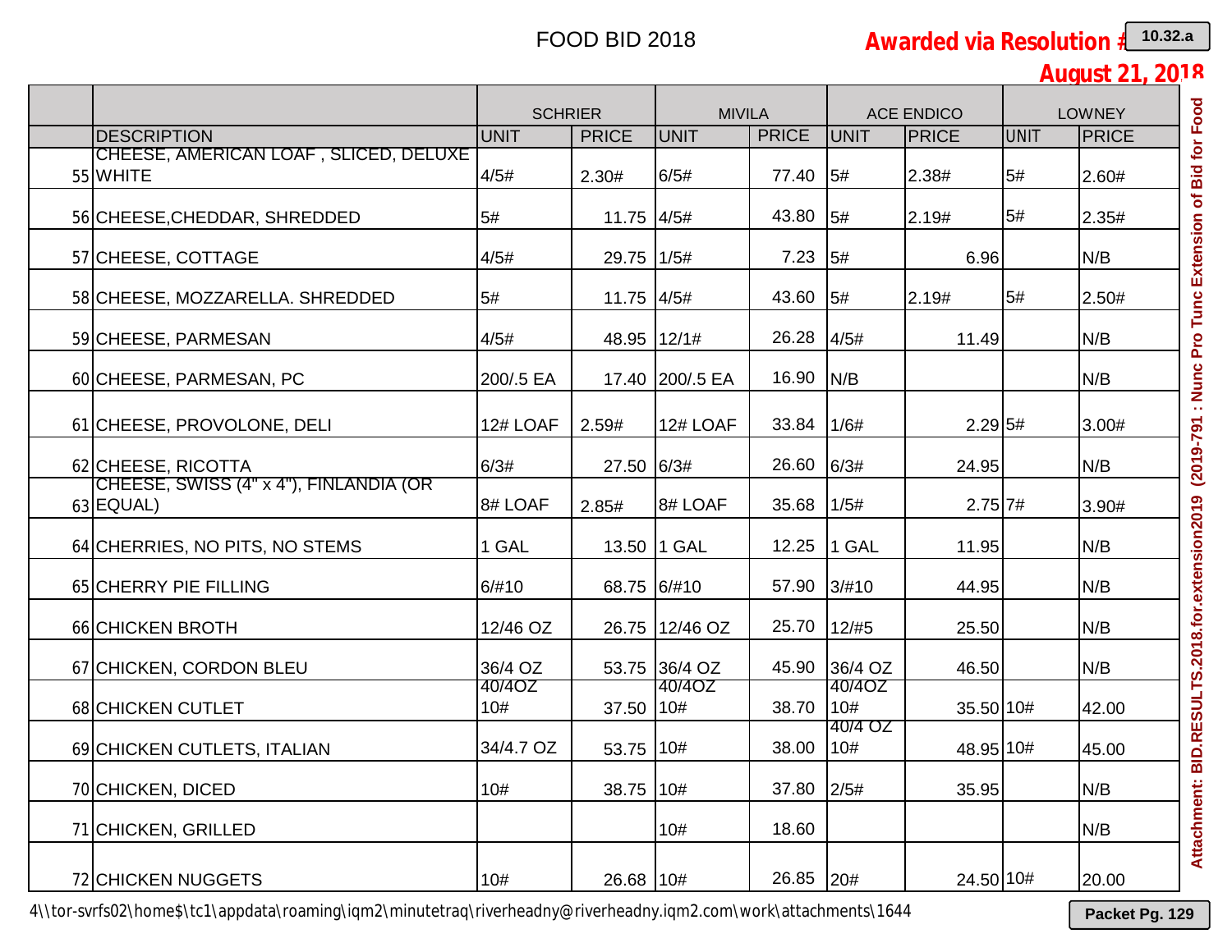# FOOD BID 2018

**Awarded via Resolution #**

**August 21, 2018**

| | | SCHRIER | | MIVILA | | ACE ENDICO | | LOWNEY | |
|---|---|---|---|---|---|---|---|---|---|
| | DESCRIPTION | UNIT | PRICE | UNIT | PRICE | UNIT | PRICE | UNIT | PRICE |
| 55 | CHEESE, AMERICAN LOAF , SLICED, DELUXE WHITE | 4/5# | 2.30# | 6/5# | 77.40 | 5# | 2.38# | 5# | 2.60# |
| 56 | CHEESE,CHEDDAR, SHREDDED | 5# | 11.75 | 4/5# | 43.80 | 5# | 2.19# | 5# | 2.35# |
| 57 | CHEESE, COTTAGE | 4/5# | 29.75 | 1/5# | 7.23 | 5# | 6.96 | | N/B |
| 58 | CHEESE, MOZZARELLA. SHREDDED | 5# | 11.75 | 4/5# | 43.60 | 5# | 2.19# | 5# | 2.50# |
| 59 | CHEESE, PARMESAN | 4/5# | 48.95 | 12/1# | 26.28 | 4/5# | 11.49 | | N/B |
| 60 | CHEESE, PARMESAN, PC | 200/.5 EA | 17.40 | 200/.5 EA | 16.90 | N/B | | | N/B |
| 61 | CHEESE, PROVOLONE, DELI | 12# LOAF | 2.59# | 12# LOAF | 33.84 | 1/6# | 2.29 | 5# | 3.00# |
| 62 | CHEESE, RICOTTA | 6/3# | 27.50 | 6/3# | 26.60 | 6/3# | 24.95 | | N/B |
| 63 | CHEESE, SWISS (4" x 4"), FINLANDIA (OR EQUAL) | 8# LOAF | 2.85# | 8# LOAF | 35.68 | 1/5# | 2.75 | 7# | 3.90# |
| 64 | CHERRIES, NO PITS, NO STEMS | 1 GAL | 13.50 | 1 GAL | 12.25 | 1 GAL | 11.95 | | N/B |
| 65 | CHERRY PIE FILLING | 6/#10 | 68.75 | 6/#10 | 57.90 | 3/#10 | 44.95 | | N/B |
| 66 | CHICKEN BROTH | 12/46 OZ | 26.75 | 12/46 OZ | 25.70 | 12/#5 | 25.50 | | N/B |
| 67 | CHICKEN, CORDON BLEU | 36/4 OZ | 53.75 | 36/4 OZ | 45.90 | 36/4 OZ | 46.50 | | N/B |
| 68 | CHICKEN CUTLET | 40/4OZ 10# | 37.50 | 40/4OZ 10# | 38.70 | 40/4OZ 10# | 35.50 | 10# | 42.00 |
| 69 | CHICKEN CUTLETS, ITALIAN | 34/4.7 OZ | 53.75 | 10# | 38.00 | 40/4 OZ 10# | 48.95 | 10# | 45.00 |
| 70 | CHICKEN, DICED | 10# | 38.75 | 10# | 37.80 | 2/5# | 35.95 | | N/B |
| 71 | CHICKEN, GRILLED | | | 10# | 18.60 | | | | N/B |
| 72 | CHICKEN NUGGETS | 10# | 26.68 | 10# | 26.85 | 20# | 24.50 | 10# | 20.00 |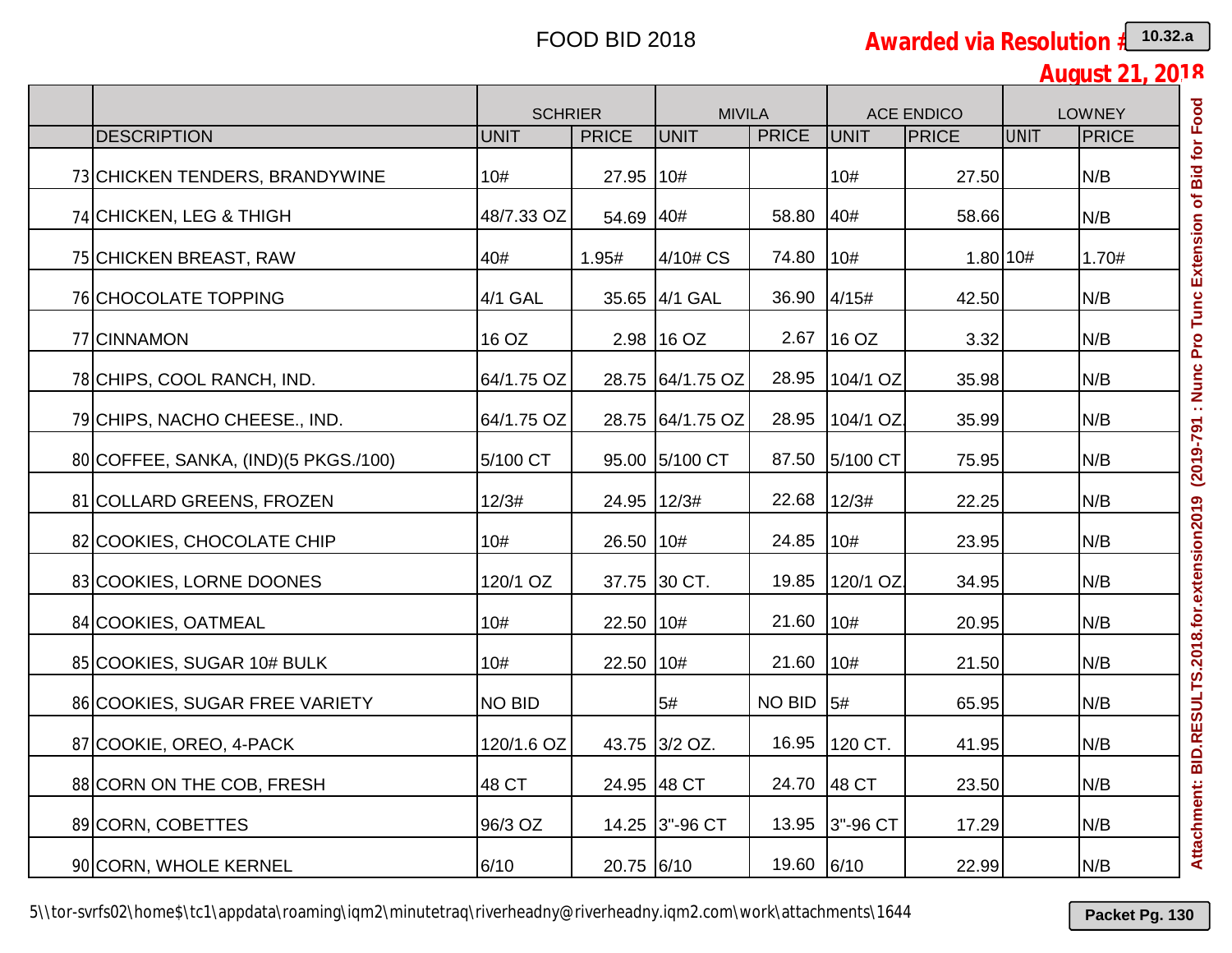# FOOD BID 2018

**Awarded via Resolution #**

**August 21, 2018**

| | | SCHRIER | | MIVILA | | ACE ENDICO | | LOWNEY | |
|---|---|---|---|---|---|---|---|---|---|
| | DESCRIPTION | UNIT | PRICE | UNIT | PRICE | UNIT | PRICE | UNIT | PRICE |
| 73 | CHICKEN TENDERS, BRANDYWINE | 10# | 27.95 | 10# | | 10# | 27.50 | | N/B |
| 74 | CHICKEN, LEG & THIGH | 48/7.33 OZ | 54.69 | 40# | 58.80 | 40# | 58.66 | | N/B |
| 75 | CHICKEN BREAST, RAW | 40# | 1.95# | 4/10# CS | 74.80 | 10# | 1.80 | 10# | 1.70# |
| 76 | CHOCOLATE TOPPING | 4/1 GAL | 35.65 | 4/1 GAL | 36.90 | 4/15# | 42.50 | | N/B |
| 77 | CINNAMON | 16 OZ | 2.98 | 16 OZ | 2.67 | 16 OZ | 3.32 | | N/B |
| 78 | CHIPS, COOL RANCH, IND. | 64/1.75 OZ | 28.75 | 64/1.75 OZ | 28.95 | 104/1 OZ | 35.98 | | N/B |
| 79 | CHIPS, NACHO CHEESE., IND. | 64/1.75 OZ | 28.75 | 64/1.75 OZ | 28.95 | 104/1 OZ. | 35.99 | | N/B |
| 80 | COFFEE, SANKA, (IND)(5 PKGS./100) | 5/100 CT | 95.00 | 5/100 CT | 87.50 | 5/100 CT | 75.95 | | N/B |
| 81 | COLLARD GREENS, FROZEN | 12/3# | 24.95 | 12/3# | 22.68 | 12/3# | 22.25 | | N/B |
| 82 | COOKIES, CHOCOLATE CHIP | 10# | 26.50 | 10# | 24.85 | 10# | 23.95 | | N/B |
| 83 | COOKIES, LORNE DOONES | 120/1 OZ | 37.75 | 30 CT. | 19.85 | 120/1 OZ. | 34.95 | | N/B |
| 84 | COOKIES, OATMEAL | 10# | 22.50 | 10# | 21.60 | 10# | 20.95 | | N/B |
| 85 | COOKIES, SUGAR 10# BULK | 10# | 22.50 | 10# | 21.60 | 10# | 21.50 | | N/B |
| 86 | COOKIES, SUGAR FREE VARIETY | NO BID | | 5# | NO BID | 5# | 65.95 | | N/B |
| 87 | COOKIE, OREO, 4-PACK | 120/1.6 OZ | 43.75 | 3/2 OZ. | 16.95 | 120 CT. | 41.95 | | N/B |
| 88 | CORN ON THE COB, FRESH | 48 CT | 24.95 | 48 CT | 24.70 | 48 CT | 23.50 | | N/B |
| 89 | CORN, COBETTES | 96/3 OZ | 14.25 | 3"-96 CT | 13.95 | 3"-96 CT | 17.29 | | N/B |
| 90 | CORN, WHOLE KERNEL | 6/10 | 20.75 | 6/10 | 19.60 | 6/10 | 22.99 | | N/B |

Attachment: BID.RESULTS.2018.for.extension2019 (2019-791 : Nunc Pro Tunc Extension of Bid for Food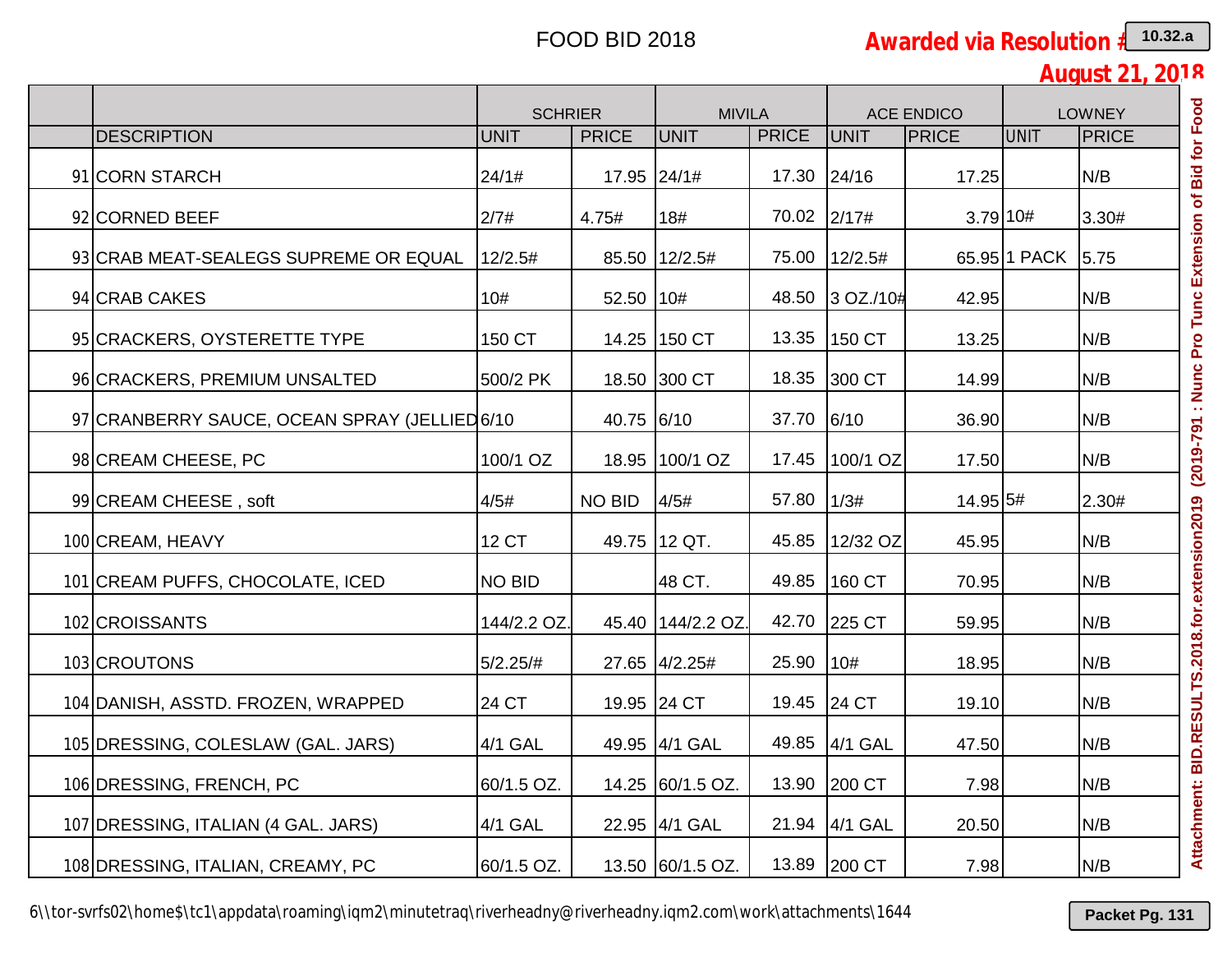FOOD BID 2018

**Awarded via Resolution #**
**August 21, 2018**

| | | SCHRIER | | MIVILA | | ACE ENDICO | | LOWNEY | |
|---|---|---|---|---|---|---|---|---|---|
| | DESCRIPTION | UNIT | PRICE | UNIT | PRICE | UNIT | PRICE | UNIT | PRICE |
| 91 | CORN STARCH | 24/1# | 17.95 | 24/1# | 17.30 | 24/16 | 17.25 | | N/B |
| 92 | CORNED BEEF | 2/7# | 4.75# | 18# | 70.02 | 2/17# | 3.79 | 10# | 3.30# |
| 93 | CRAB MEAT-SEALEGS SUPREME OR EQUAL | 12/2.5# | 85.50 | 12/2.5# | 75.00 | 12/2.5# | 65.95 | 1 PACK | 5.75 |
| 94 | CRAB CAKES | 10# | 52.50 | 10# | 48.50 | 3 OZ./10# | 42.95 | | N/B |
| 95 | CRACKERS, OYSTERETTE TYPE | 150 CT | 14.25 | 150 CT | 13.35 | 150 CT | 13.25 | | N/B |
| 96 | CRACKERS, PREMIUM UNSALTED | 500/2 PK | 18.50 | 300 CT | 18.35 | 300 CT | 14.99 | | N/B |
| 97 | CRANBERRY SAUCE, OCEAN SPRAY (JELLIED | 6/10 | 40.75 | 6/10 | 37.70 | 6/10 | 36.90 | | N/B |
| 98 | CREAM CHEESE, PC | 100/1 OZ | 18.95 | 100/1 OZ | 17.45 | 100/1 OZ | 17.50 | | N/B |
| 99 | CREAM CHEESE , soft | 4/5# | NO BID | 4/5# | 57.80 | 1/3# | 14.95 | 5# | 2.30# |
| 100 | CREAM, HEAVY | 12 CT | 49.75 | 12 QT. | 45.85 | 12/32 OZ | 45.95 | | N/B |
| 101 | CREAM PUFFS, CHOCOLATE, ICED | NO BID | | 48 CT. | 49.85 | 160 CT | 70.95 | | N/B |
| 102 | CROISSANTS | 144/2.2 OZ. | 45.40 | 144/2.2 OZ. | 42.70 | 225 CT | 59.95 | | N/B |
| 103 | CROUTONS | 5/2.25/# | 27.65 | 4/2.25# | 25.90 | 10# | 18.95 | | N/B |
| 104 | DANISH, ASSTD. FROZEN, WRAPPED | 24 CT | 19.95 | 24 CT | 19.45 | 24 CT | 19.10 | | N/B |
| 105 | DRESSING, COLESLAW (GAL. JARS) | 4/1 GAL | 49.95 | 4/1 GAL | 49.85 | 4/1 GAL | 47.50 | | N/B |
| 106 | DRESSING, FRENCH, PC | 60/1.5 OZ. | 14.25 | 60/1.5 OZ. | 13.90 | 200 CT | 7.98 | | N/B |
| 107 | DRESSING, ITALIAN (4 GAL. JARS) | 4/1 GAL | 22.95 | 4/1 GAL | 21.94 | 4/1 GAL | 20.50 | | N/B |
| 108 | DRESSING, ITALIAN, CREAMY, PC | 60/1.5 OZ. | 13.50 | 60/1.5 OZ. | 13.89 | 200 CT | 7.98 | | N/B |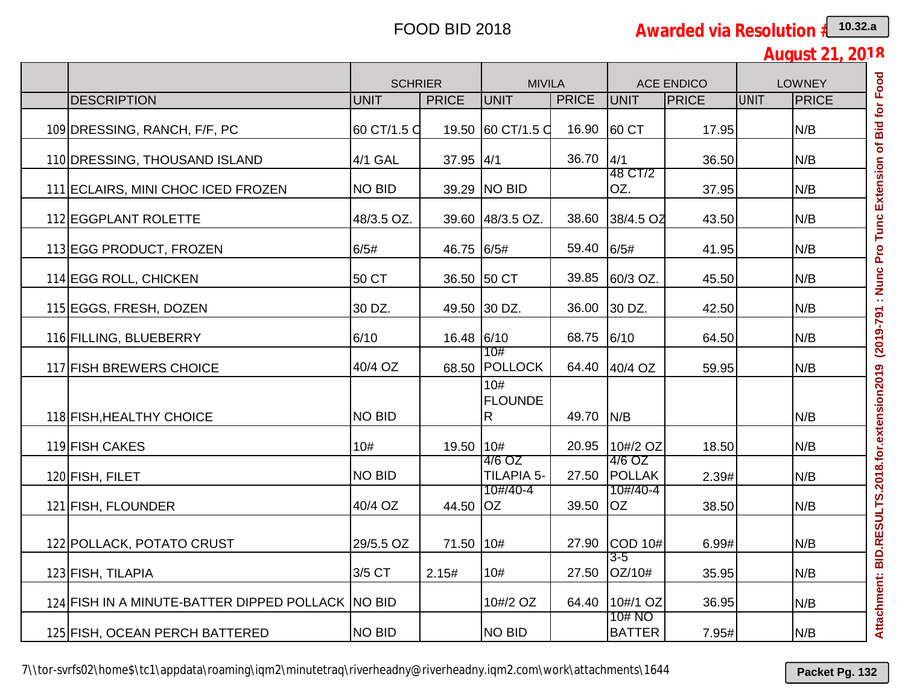# FOOD BID 2018

**Awarded via Resolution #**

**August 21, 2018**

| | | SCHRIER | | MIVILA | | ACE ENDICO | | LOWNEY | |
|---|---|---|---|---|---|---|---|---|---|
| | DESCRIPTION | UNIT | PRICE | UNIT | PRICE | UNIT | PRICE | UNIT | PRICE |
| 109 | DRESSING, RANCH, F/F, PC | 60 CT/1.5 C | 19.50 | 60 CT/1.5 C | 16.90 | 60 CT | 17.95 | | N/B |
| 110 | DRESSING, THOUSAND ISLAND | 4/1 GAL | 37.95 | 4/1 | 36.70 | 4/1 | 36.50 | | N/B |
| 111 | ECLAIRS, MINI CHOC ICED FROZEN | NO BID | 39.29 | NO BID | | 48 CT/2 OZ. | 37.95 | | N/B |
| 112 | EGGPLANT ROLETTE | 48/3.5 OZ. | 39.60 | 48/3.5 OZ. | 38.60 | 38/4.5 OZ | 43.50 | | N/B |
| 113 | EGG PRODUCT, FROZEN | 6/5# | 46.75 | 6/5# | 59.40 | 6/5# | 41.95 | | N/B |
| 114 | EGG ROLL, CHICKEN | 50 CT | 36.50 | 50 CT | 39.85 | 60/3 OZ. | 45.50 | | N/B |
| 115 | EGGS, FRESH, DOZEN | 30 DZ. | 49.50 | 30 DZ. | 36.00 | 30 DZ. | 42.50 | | N/B |
| 116 | FILLING, BLUEBERRY | 6/10 | 16.48 | 6/10 | 68.75 | 6/10 | 64.50 | | N/B |
| 117 | FISH BREWERS CHOICE | 40/4 OZ | 68.50 | 10# POLLOCK | 64.40 | 40/4 OZ | 59.95 | | N/B |
| 118 | FISH,HEALTHY CHOICE | NO BID | | 10# FLOUNDER | 49.70 | N/B | | | N/B |
| 119 | FISH CAKES | 10# | 19.50 | 10# | 20.95 | 10#/2 OZ | 18.50 | | N/B |
| 120 | FISH, FILET | NO BID | | 4/6 OZ TILAPIA 5- | 27.50 | 4/6 OZ POLLAK | 2.39# | | N/B |
| 121 | FISH, FLOUNDER | 40/4 OZ | 44.50 | 10#/40-4 OZ | 39.50 | 10#/40-4 OZ | 38.50 | | N/B |
| 122 | POLLACK, POTATO CRUST | 29/5.5 OZ | 71.50 | 10# | 27.90 | COD 10# | 6.99# | | N/B |
| 123 | FISH, TILAPIA | 3/5 CT | 2.15# | 10# | 27.50 | 3-5 OZ/10# | 35.95 | | N/B |
| 124 | FISH IN A MINUTE-BATTER DIPPED POLLACK | NO BID | | 10#/2 OZ | 64.40 | 10#/1 OZ | 36.95 | | N/B |
| 125 | FISH, OCEAN PERCH BATTERED | NO BID | | NO BID | | 10# NO BATTER | 7.95# | | N/B |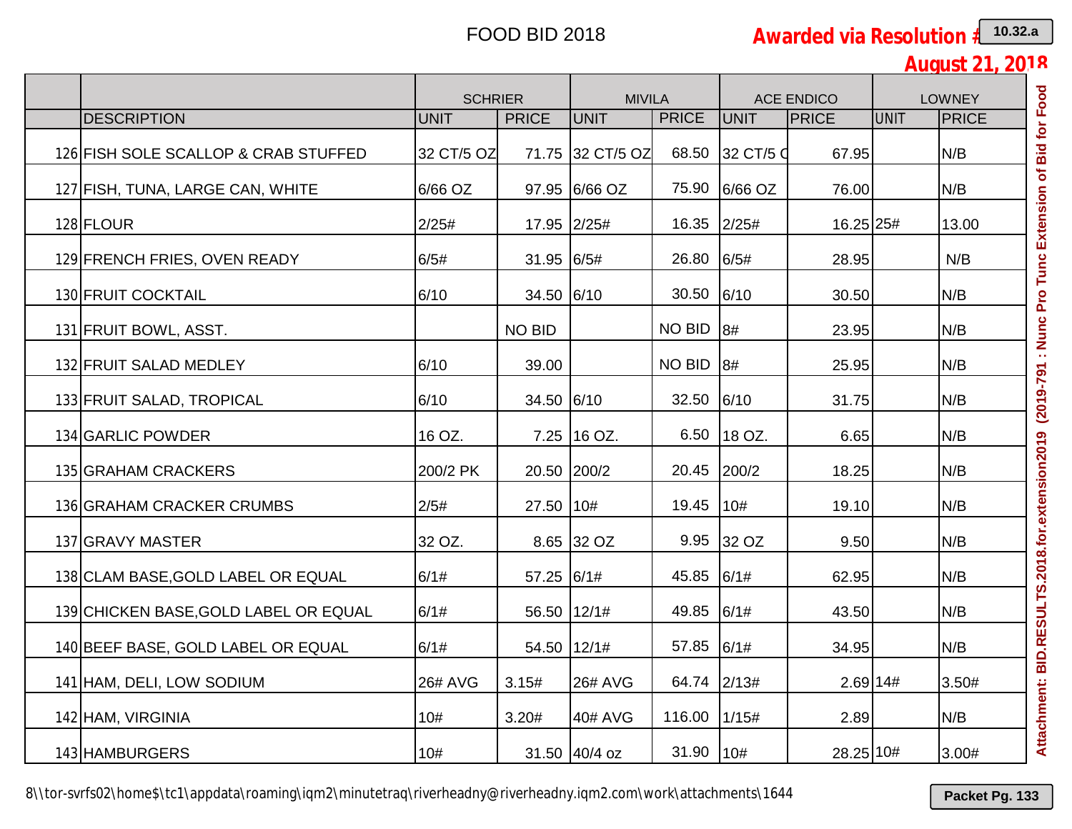# FOOD BID 2018

**Awarded via Resolution #**
**August 21, 2018**

| | | SCHRIER | | MIVILA | | ACE ENDICO | | LOWNEY | |
|---|---|---|---|---|---|---|---|---|---|
| | DESCRIPTION | UNIT | PRICE | UNIT | PRICE | UNIT | PRICE | UNIT | PRICE |
| 126 | FISH SOLE SCALLOP & CRAB STUFFED | 32 CT/5 OZ | 71.75 | 32 CT/5 OZ | 68.50 | 32 CT/5 C | 67.95 | | N/B |
| 127 | FISH, TUNA, LARGE CAN, WHITE | 6/66 OZ | 97.95 | 6/66 OZ | 75.90 | 6/66 OZ | 76.00 | | N/B |
| 128 | FLOUR | 2/25# | 17.95 | 2/25# | 16.35 | 2/25# | 16.25 | 25# | 13.00 |
| 129 | FRENCH FRIES, OVEN READY | 6/5# | 31.95 | 6/5# | 26.80 | 6/5# | 28.95 | | N/B |
| 130 | FRUIT COCKTAIL | 6/10 | 34.50 | 6/10 | 30.50 | 6/10 | 30.50 | | N/B |
| 131 | FRUIT BOWL, ASST. | | NO BID | | NO BID | 8# | 23.95 | | N/B |
| 132 | FRUIT SALAD MEDLEY | 6/10 | 39.00 | | NO BID | 8# | 25.95 | | N/B |
| 133 | FRUIT SALAD, TROPICAL | 6/10 | 34.50 | 6/10 | 32.50 | 6/10 | 31.75 | | N/B |
| 134 | GARLIC POWDER | 16 OZ. | 7.25 | 16 OZ. | 6.50 | 18 OZ. | 6.65 | | N/B |
| 135 | GRAHAM CRACKERS | 200/2 PK | 20.50 | 200/2 | 20.45 | 200/2 | 18.25 | | N/B |
| 136 | GRAHAM CRACKER CRUMBS | 2/5# | 27.50 | 10# | 19.45 | 10# | 19.10 | | N/B |
| 137 | GRAVY MASTER | 32 OZ. | 8.65 | 32 OZ | 9.95 | 32 OZ | 9.50 | | N/B |
| 138 | CLAM BASE,GOLD LABEL OR EQUAL | 6/1# | 57.25 | 6/1# | 45.85 | 6/1# | 62.95 | | N/B |
| 139 | CHICKEN BASE,GOLD LABEL OR EQUAL | 6/1# | 56.50 | 12/1# | 49.85 | 6/1# | 43.50 | | N/B |
| 140 | BEEF BASE, GOLD LABEL OR EQUAL | 6/1# | 54.50 | 12/1# | 57.85 | 6/1# | 34.95 | | N/B |
| 141 | HAM, DELI, LOW SODIUM | 26# AVG | 3.15# | 26# AVG | 64.74 | 2/13# | 2.69 | 14# | 3.50# |
| 142 | HAM, VIRGINIA | 10# | 3.20# | 40# AVG | 116.00 | 1/15# | 2.89 | | N/B |
| 143 | HAMBURGERS | 10# | 31.50 | 40/4 oz | 31.90 | 10# | 28.25 | 10# | 3.00# |

8\\tor-svrfs02\home$\tc1\appdata\roaming\iqm2\minutetraq\riverheadny@riverheadny.iqm2.com\work\attachments\1644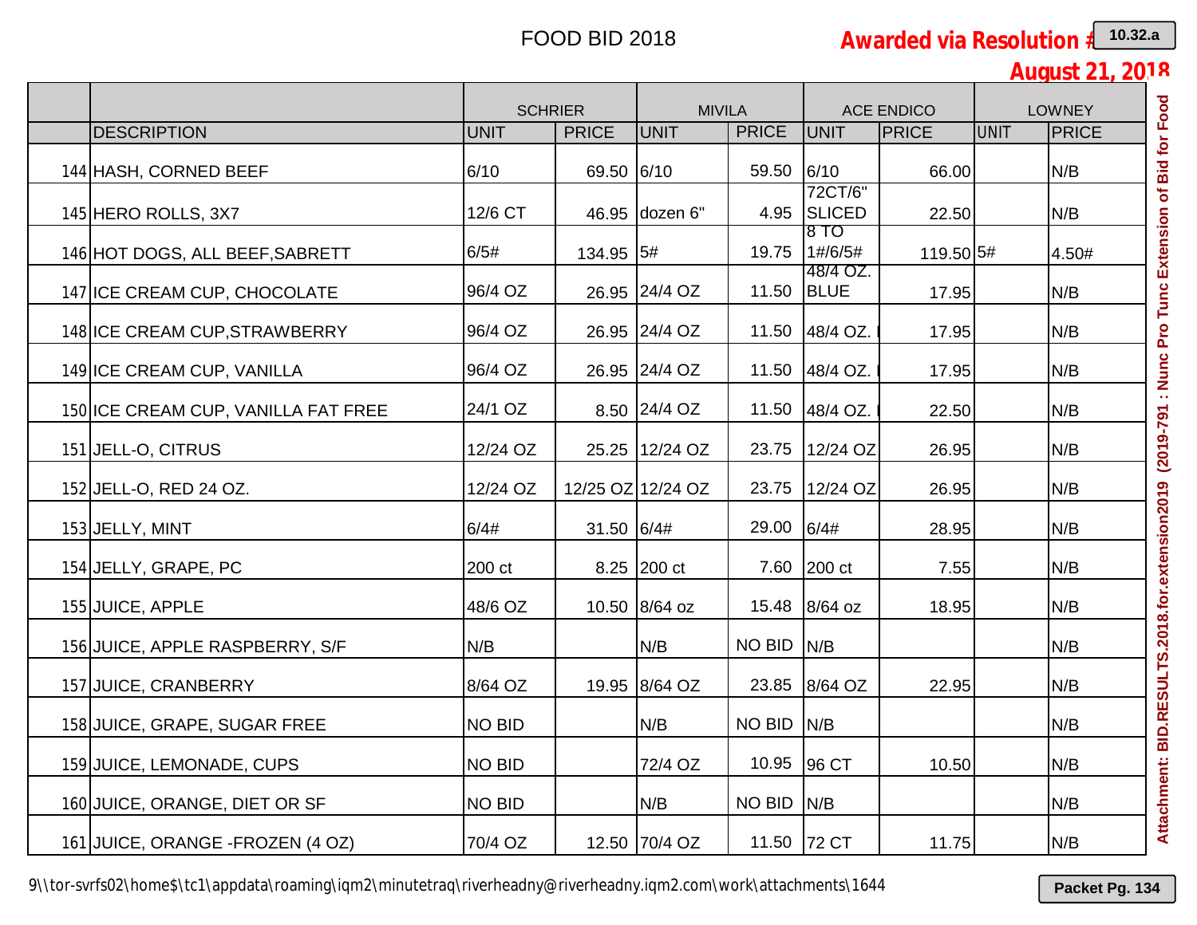# FOOD BID 2018

**Awarded via Resolution #** 10.32.a

**August 21, 2018**

| | | SCHRIER | | MIVILA | | ACE ENDICO | | LOWNEY | |
|---|---|---|---|---|---|---|---|---|---|
| | DESCRIPTION | UNIT | PRICE | UNIT | PRICE | UNIT | PRICE | UNIT | PRICE |
| 144 | HASH, CORNED BEEF | 6/10 | 69.50 | 6/10 | 59.50 | 6/10 | 66.00 | | N/B |
| 145 | HERO ROLLS, 3X7 | 12/6 CT | 46.95 | dozen 6" | 4.95 | 72CT/6" SLICED | 22.50 | | N/B |
| 146 | HOT DOGS, ALL BEEF,SABRETT | 6/5# | 134.95 | 5# | 19.75 | 8 TO 1#/6/5# | 119.50 | 5# | 4.50# |
| 147 | ICE CREAM CUP, CHOCOLATE | 96/4 OZ | 26.95 | 24/4 OZ | 11.50 | 48/4 OZ. BLUE | 17.95 | | N/B |
| 148 | ICE CREAM CUP,STRAWBERRY | 96/4 OZ | 26.95 | 24/4 OZ | 11.50 | 48/4 OZ. I | 17.95 | | N/B |
| 149 | ICE CREAM CUP, VANILLA | 96/4 OZ | 26.95 | 24/4 OZ | 11.50 | 48/4 OZ. I | 17.95 | | N/B |
| 150 | ICE CREAM CUP, VANILLA FAT FREE | 24/1 OZ | 8.50 | 24/4 OZ | 11.50 | 48/4 OZ. I | 22.50 | | N/B |
| 151 | JELL-O, CITRUS | 12/24 OZ | 25.25 | 12/24 OZ | 23.75 | 12/24 OZ | 26.95 | | N/B |
| 152 | JELL-O, RED 24 OZ. | 12/24 OZ | 12/25 OZ | 12/24 OZ | 23.75 | 12/24 OZ | 26.95 | | N/B |
| 153 | JELLY, MINT | 6/4# | 31.50 | 6/4# | 29.00 | 6/4# | 28.95 | | N/B |
| 154 | JELLY, GRAPE, PC | 200 ct | 8.25 | 200 ct | 7.60 | 200 ct | 7.55 | | N/B |
| 155 | JUICE, APPLE | 48/6 OZ | 10.50 | 8/64 oz | 15.48 | 8/64 oz | 18.95 | | N/B |
| 156 | JUICE, APPLE RASPBERRY, S/F | N/B | | N/B | NO BID | N/B | | | N/B |
| 157 | JUICE, CRANBERRY | 8/64 OZ | 19.95 | 8/64 OZ | 23.85 | 8/64 OZ | 22.95 | | N/B |
| 158 | JUICE, GRAPE, SUGAR FREE | NO BID | | N/B | NO BID | N/B | | | N/B |
| 159 | JUICE, LEMONADE, CUPS | NO BID | | 72/4 OZ | 10.95 | 96 CT | 10.50 | | N/B |
| 160 | JUICE, ORANGE, DIET OR SF | NO BID | | N/B | NO BID | N/B | | | N/B |
| 161 | JUICE, ORANGE -FROZEN (4 OZ) | 70/4 OZ | 12.50 | 70/4 OZ | 11.50 | 72 CT | 11.75 | | N/B |

Attachment: BID.RESULTS.2018.for.extension2019 (2019-791 : Nunc Pro Tunc Extension of Bid for Food

9\\tor-svrfs02\home$\tc1\appdata\roaming\iqm2\minutetraq\riverheadny@riverheadny.iqm2.com\work\attachments\1644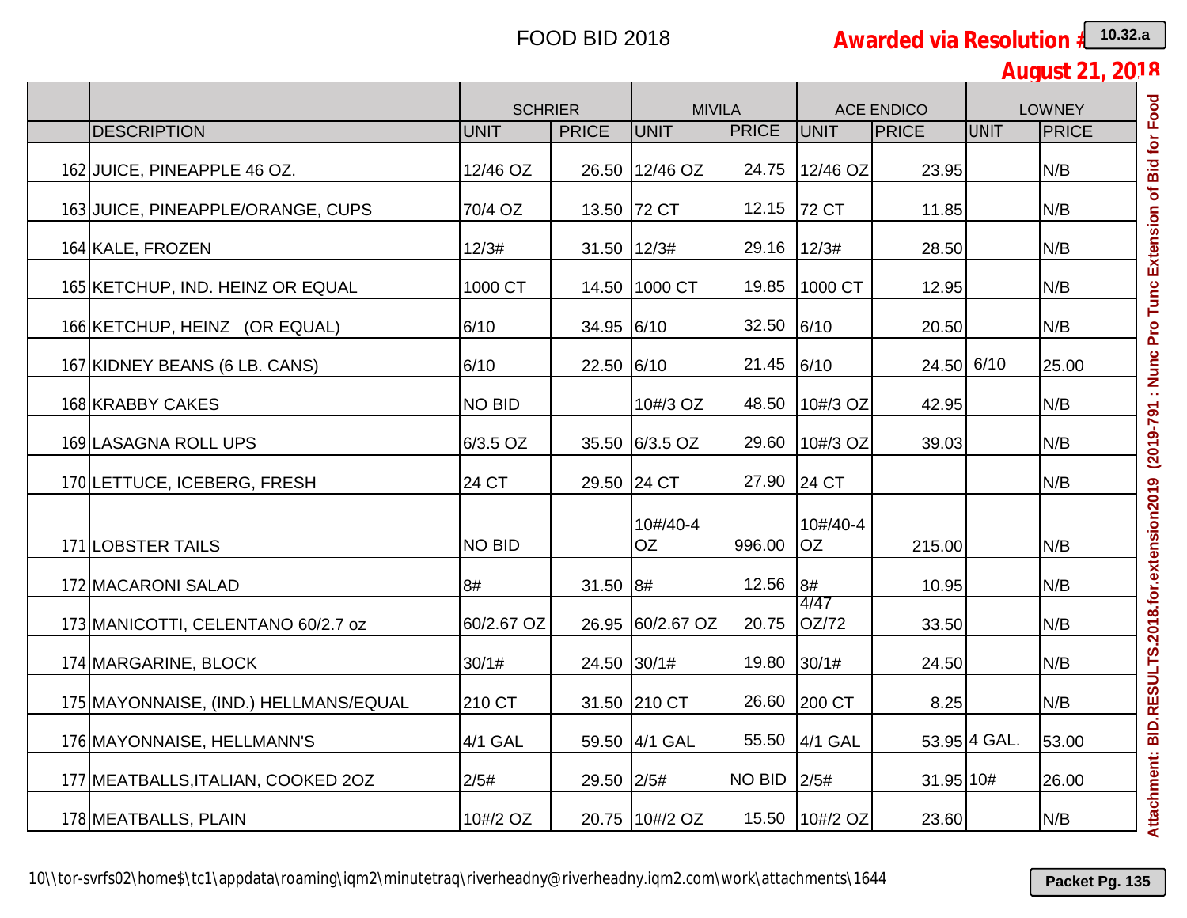# FOOD BID 2018

**Awarded via Resolution #**

**August 21, 2018**

| | | SCHRIER | | MIVILA | | ACE ENDICO | | LOWNEY | |
|---|---|---|---|---|---|---|---|---|---|
| | DESCRIPTION | UNIT | PRICE | UNIT | PRICE | UNIT | PRICE | UNIT | PRICE |
| 162 | JUICE, PINEAPPLE 46 OZ. | 12/46 OZ | 26.50 | 12/46 OZ | 24.75 | 12/46 OZ | 23.95 | | N/B |
| 163 | JUICE, PINEAPPLE/ORANGE, CUPS | 70/4 OZ | 13.50 | 72 CT | 12.15 | 72 CT | 11.85 | | N/B |
| 164 | KALE, FROZEN | 12/3# | 31.50 | 12/3# | 29.16 | 12/3# | 28.50 | | N/B |
| 165 | KETCHUP, IND. HEINZ OR EQUAL | 1000 CT | 14.50 | 1000 CT | 19.85 | 1000 CT | 12.95 | | N/B |
| 166 | KETCHUP, HEINZ (OR EQUAL) | 6/10 | 34.95 | 6/10 | 32.50 | 6/10 | 20.50 | | N/B |
| 167 | KIDNEY BEANS (6 LB. CANS) | 6/10 | 22.50 | 6/10 | 21.45 | 6/10 | 24.50 | 6/10 | 25.00 |
| 168 | KRABBY CAKES | NO BID | | 10#/3 OZ | 48.50 | 10#/3 OZ | 42.95 | | N/B |
| 169 | LASAGNA ROLL UPS | 6/3.5 OZ | 35.50 | 6/3.5 OZ | 29.60 | 10#/3 OZ | 39.03 | | N/B |
| 170 | LETTUCE, ICEBERG, FRESH | 24 CT | 29.50 | 24 CT | 27.90 | 24 CT | | | N/B |
| 171 | LOBSTER TAILS | NO BID | | 10#/40-4 OZ | 996.00 | 10#/40-4 OZ | 215.00 | | N/B |
| 172 | MACARONI SALAD | 8# | 31.50 | 8# | 12.56 | 8# | 10.95 | | N/B |
| 173 | MANICOTTI, CELENTANO 60/2.7 oz | 60/2.67 OZ | 26.95 | 60/2.67 OZ | 20.75 | 4/47 OZ/72 | 33.50 | | N/B |
| 174 | MARGARINE, BLOCK | 30/1# | 24.50 | 30/1# | 19.80 | 30/1# | 24.50 | | N/B |
| 175 | MAYONNAISE, (IND.) HELLMANS/EQUAL | 210 CT | 31.50 | 210 CT | 26.60 | 200 CT | 8.25 | | N/B |
| 176 | MAYONNAISE, HELLMANN'S | 4/1 GAL | 59.50 | 4/1 GAL | 55.50 | 4/1 GAL | 53.95 | 4 GAL. | 53.00 |
| 177 | MEATBALLS,ITALIAN, COOKED 2OZ | 2/5# | 29.50 | 2/5# | NO BID | 2/5# | 31.95 | 10# | 26.00 |
| 178 | MEATBALLS, PLAIN | 10#/2 OZ | 20.75 | 10#/2 OZ | 15.50 | 10#/2 OZ | 23.60 | | N/B |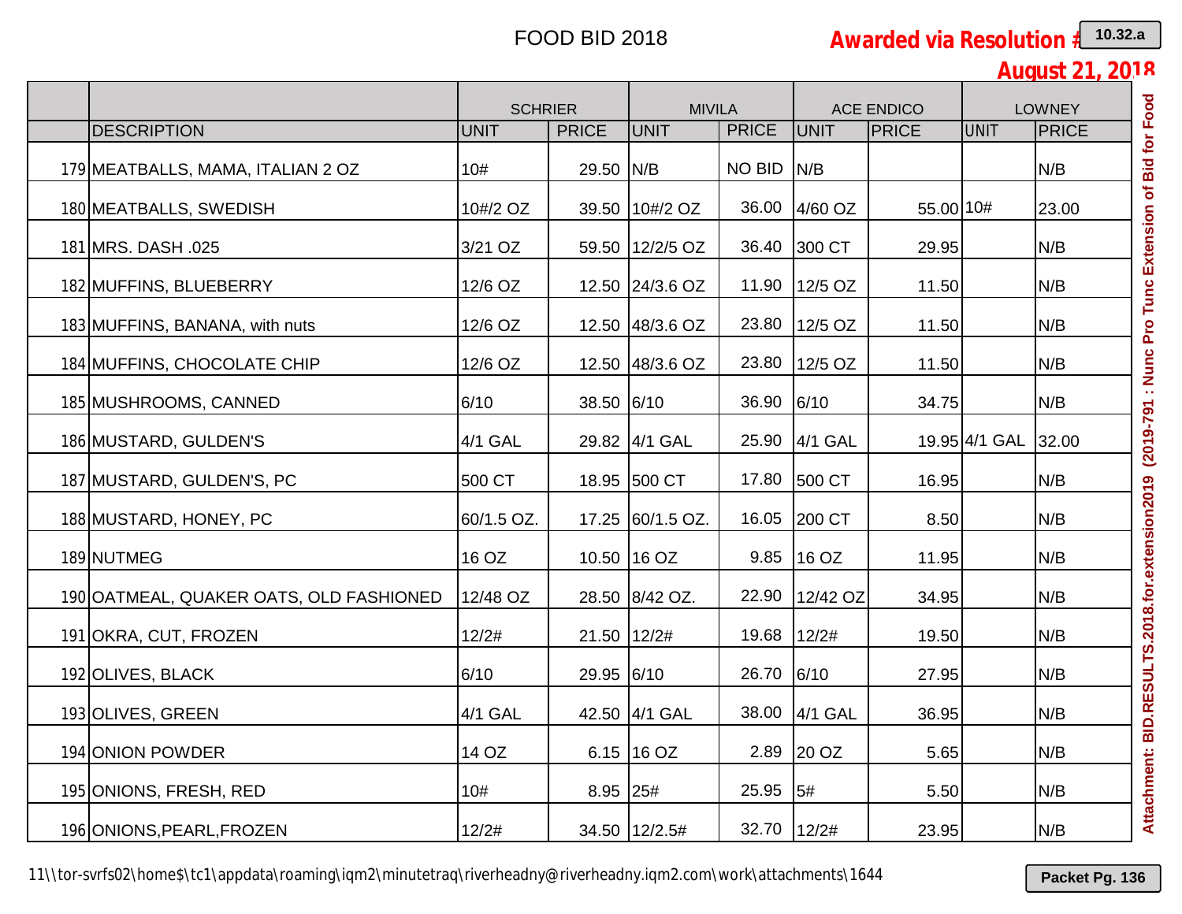FOOD BID 2018

**Awarded via Resolution #**

**August 21, 2018**

| | | SCHRIER | | MIVILA | | ACE ENDICO | | LOWNEY | |
|---|---|---|---|---|---|---|---|---|---|
| | DESCRIPTION | UNIT | PRICE | UNIT | PRICE | UNIT | PRICE | UNIT | PRICE |
| 179 | MEATBALLS, MAMA, ITALIAN 2 OZ | 10# | 29.50 | N/B | NO BID | N/B | | | N/B |
| 180 | MEATBALLS, SWEDISH | 10#/2 OZ | 39.50 | 10#/2 OZ | 36.00 | 4/60 OZ | 55.00 | 10# | 23.00 |
| 181 | MRS. DASH .025 | 3/21 OZ | 59.50 | 12/2/5 OZ | 36.40 | 300 CT | 29.95 | | N/B |
| 182 | MUFFINS, BLUEBERRY | 12/6 OZ | 12.50 | 24/3.6 OZ | 11.90 | 12/5 OZ | 11.50 | | N/B |
| 183 | MUFFINS, BANANA, with nuts | 12/6 OZ | 12.50 | 48/3.6 OZ | 23.80 | 12/5 OZ | 11.50 | | N/B |
| 184 | MUFFINS, CHOCOLATE CHIP | 12/6 OZ | 12.50 | 48/3.6 OZ | 23.80 | 12/5 OZ | 11.50 | | N/B |
| 185 | MUSHROOMS, CANNED | 6/10 | 38.50 | 6/10 | 36.90 | 6/10 | 34.75 | | N/B |
| 186 | MUSTARD, GULDEN'S | 4/1 GAL | 29.82 | 4/1 GAL | 25.90 | 4/1 GAL | 19.95 | 4/1 GAL | 32.00 |
| 187 | MUSTARD, GULDEN'S, PC | 500 CT | 18.95 | 500 CT | 17.80 | 500 CT | 16.95 | | N/B |
| 188 | MUSTARD, HONEY, PC | 60/1.5 OZ. | 17.25 | 60/1.5 OZ. | 16.05 | 200 CT | 8.50 | | N/B |
| 189 | NUTMEG | 16 OZ | 10.50 | 16 OZ | 9.85 | 16 OZ | 11.95 | | N/B |
| 190 | OATMEAL, QUAKER OATS, OLD FASHIONED | 12/48 OZ | 28.50 | 8/42 OZ. | 22.90 | 12/42 OZ | 34.95 | | N/B |
| 191 | OKRA, CUT, FROZEN | 12/2# | 21.50 | 12/2# | 19.68 | 12/2# | 19.50 | | N/B |
| 192 | OLIVES, BLACK | 6/10 | 29.95 | 6/10 | 26.70 | 6/10 | 27.95 | | N/B |
| 193 | OLIVES, GREEN | 4/1 GAL | 42.50 | 4/1 GAL | 38.00 | 4/1 GAL | 36.95 | | N/B |
| 194 | ONION POWDER | 14 OZ | 6.15 | 16 OZ | 2.89 | 20 OZ | 5.65 | | N/B |
| 195 | ONIONS, FRESH, RED | 10# | 8.95 | 25# | 25.95 | 5# | 5.50 | | N/B |
| 196 | ONIONS,PEARL,FROZEN | 12/2# | 34.50 | 12/2.5# | 32.70 | 12/2# | 23.95 | | N/B |

11\\tor-svrfs02\home$\tc1\appdata\roaming\iqm2\minutetraq\riverheadny@riverheadny.iqm2.com\work\attachments\1644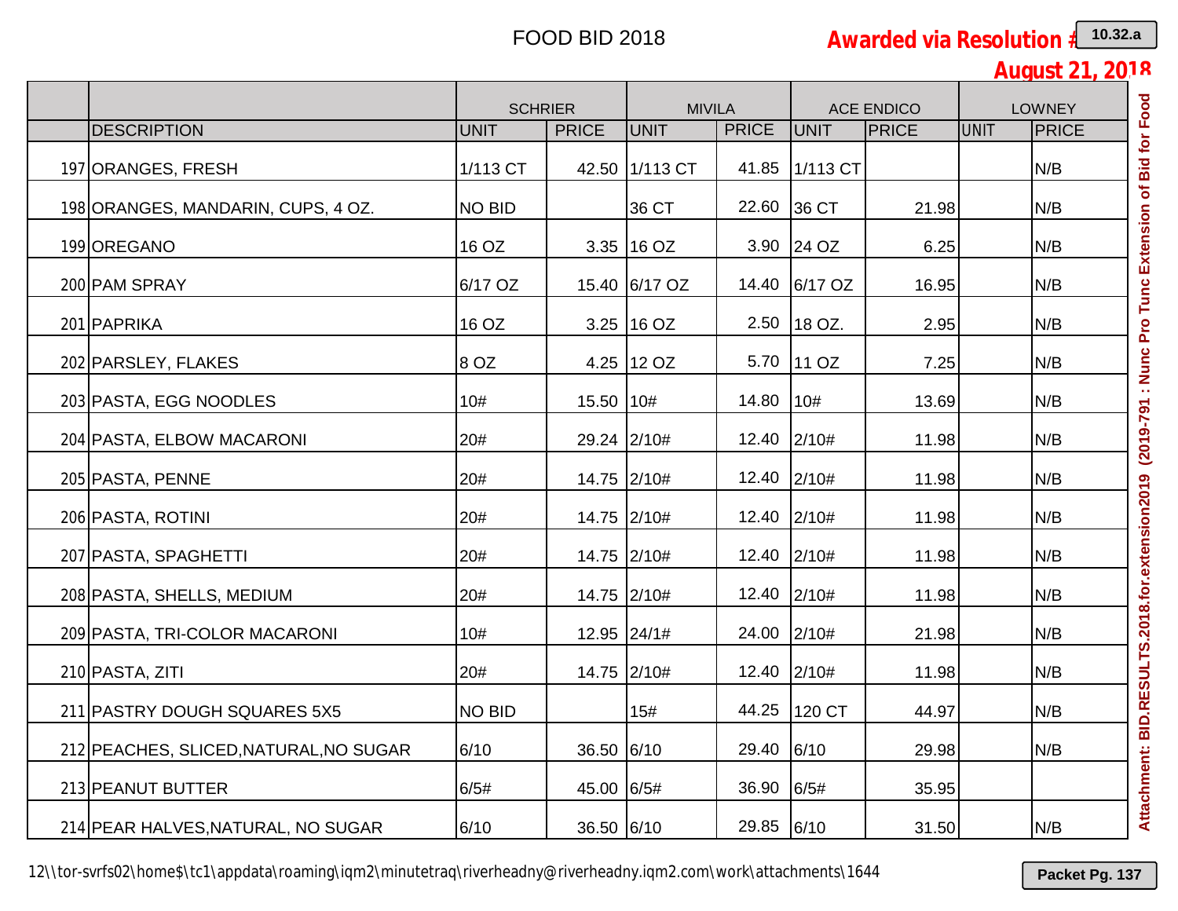# FOOD BID 2018

**Awarded via Resolution #**

**August 21, 2018**

| | | SCHRIER | | MIVILA | | ACE ENDICO | | LOWNEY | |
|---|---|---|---|---|---|---|---|---|---|
| | DESCRIPTION | UNIT | PRICE | UNIT | PRICE | UNIT | PRICE | UNIT | PRICE |
| 197 | ORANGES, FRESH | 1/113 CT | 42.50 | 1/113 CT | 41.85 | 1/113 CT | | | N/B |
| 198 | ORANGES, MANDARIN, CUPS, 4 OZ. | NO BID | | 36 CT | 22.60 | 36 CT | 21.98 | | N/B |
| 199 | OREGANO | 16 OZ | 3.35 | 16 OZ | 3.90 | 24 OZ | 6.25 | | N/B |
| 200 | PAM SPRAY | 6/17 OZ | 15.40 | 6/17 OZ | 14.40 | 6/17 OZ | 16.95 | | N/B |
| 201 | PAPRIKA | 16 OZ | 3.25 | 16 OZ | 2.50 | 18 OZ. | 2.95 | | N/B |
| 202 | PARSLEY, FLAKES | 8 OZ | 4.25 | 12 OZ | 5.70 | 11 OZ | 7.25 | | N/B |
| 203 | PASTA, EGG NOODLES | 10# | 15.50 | 10# | 14.80 | 10# | 13.69 | | N/B |
| 204 | PASTA, ELBOW MACARONI | 20# | 29.24 | 2/10# | 12.40 | 2/10# | 11.98 | | N/B |
| 205 | PASTA, PENNE | 20# | 14.75 | 2/10# | 12.40 | 2/10# | 11.98 | | N/B |
| 206 | PASTA, ROTINI | 20# | 14.75 | 2/10# | 12.40 | 2/10# | 11.98 | | N/B |
| 207 | PASTA, SPAGHETTI | 20# | 14.75 | 2/10# | 12.40 | 2/10# | 11.98 | | N/B |
| 208 | PASTA, SHELLS, MEDIUM | 20# | 14.75 | 2/10# | 12.40 | 2/10# | 11.98 | | N/B |
| 209 | PASTA, TRI-COLOR MACARONI | 10# | 12.95 | 24/1# | 24.00 | 2/10# | 21.98 | | N/B |
| 210 | PASTA, ZITI | 20# | 14.75 | 2/10# | 12.40 | 2/10# | 11.98 | | N/B |
| 211 | PASTRY DOUGH SQUARES 5X5 | NO BID | | 15# | 44.25 | 120 CT | 44.97 | | N/B |
| 212 | PEACHES, SLICED,NATURAL,NO SUGAR | 6/10 | 36.50 | 6/10 | 29.40 | 6/10 | 29.98 | | N/B |
| 213 | PEANUT BUTTER | 6/5# | 45.00 | 6/5# | 36.90 | 6/5# | 35.95 | | |
| 214 | PEAR HALVES,NATURAL, NO SUGAR | 6/10 | 36.50 | 6/10 | 29.85 | 6/10 | 31.50 | | N/B |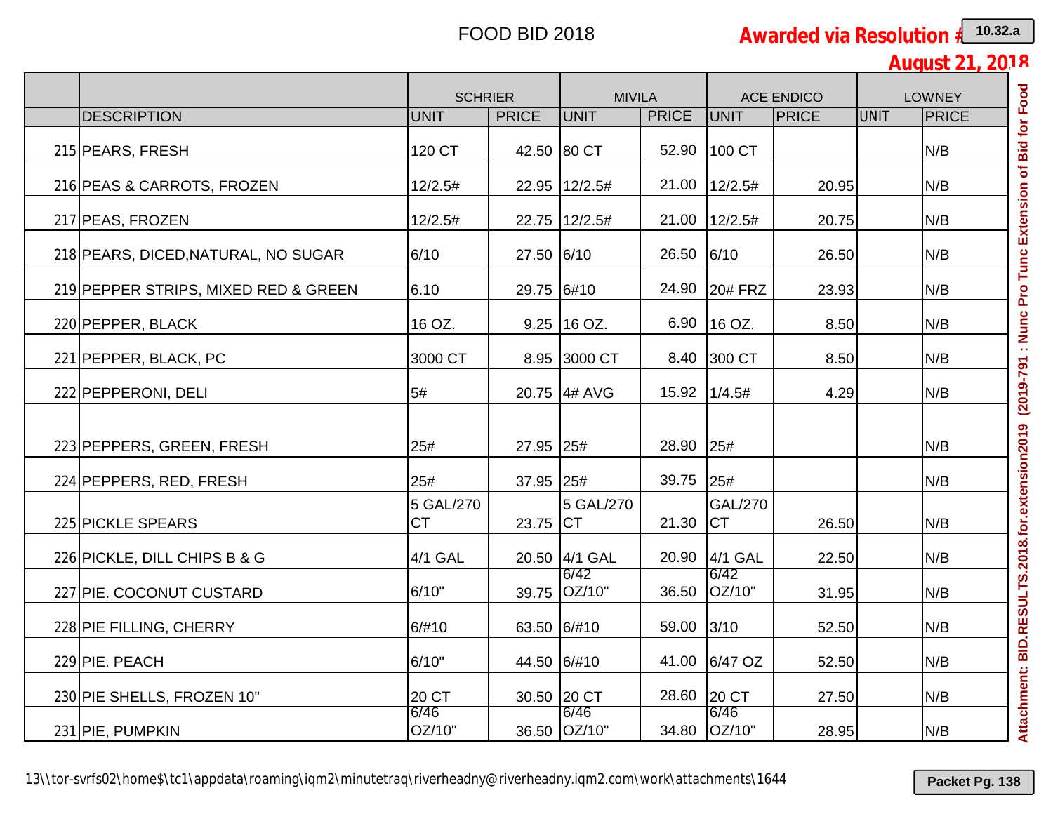# FOOD BID 2018

**Awarded via Resolution #**

**August 21, 2018**

| | | SCHRIER | | MIVILA | | ACE ENDICO | | LOWNEY | |
|---|---|---|---|---|---|---|---|---|---|
| | DESCRIPTION | UNIT | PRICE | UNIT | PRICE | UNIT | PRICE | UNIT | PRICE |
| 215 | PEARS, FRESH | 120 CT | 42.50 | 80 CT | 52.90 | 100 CT | | | N/B |
| 216 | PEAS & CARROTS, FROZEN | 12/2.5# | 22.95 | 12/2.5# | 21.00 | 12/2.5# | 20.95 | | N/B |
| 217 | PEAS, FROZEN | 12/2.5# | 22.75 | 12/2.5# | 21.00 | 12/2.5# | 20.75 | | N/B |
| 218 | PEARS, DICED,NATURAL, NO SUGAR | 6/10 | 27.50 | 6/10 | 26.50 | 6/10 | 26.50 | | N/B |
| 219 | PEPPER STRIPS, MIXED RED & GREEN | 6.10 | 29.75 | 6#10 | 24.90 | 20# FRZ | 23.93 | | N/B |
| 220 | PEPPER, BLACK | 16 OZ. | 9.25 | 16 OZ. | 6.90 | 16 OZ. | 8.50 | | N/B |
| 221 | PEPPER, BLACK, PC | 3000 CT | 8.95 | 3000 CT | 8.40 | 300 CT | 8.50 | | N/B |
| 222 | PEPPERONI, DELI | 5# | 20.75 | 4# AVG | 15.92 | 1/4.5# | 4.29 | | N/B |
| 223 | PEPPERS, GREEN, FRESH | 25# | 27.95 | 25# | 28.90 | 25# | | | N/B |
| 224 | PEPPERS, RED, FRESH | 25# | 37.95 | 25# | 39.75 | 25# | | | N/B |
| 225 | PICKLE SPEARS | 5 GAL/270 CT | 23.75 | 5 GAL/270 CT | 21.30 | GAL/270 CT | 26.50 | | N/B |
| 226 | PICKLE, DILL CHIPS B & G | 4/1 GAL | 20.50 | 4/1 GAL | 20.90 | 4/1 GAL | 22.50 | | N/B |
| 227 | PIE. COCONUT CUSTARD | 6/10" | 39.75 | 6/42 OZ/10" | 36.50 | 6/42 OZ/10" | 31.95 | | N/B |
| 228 | PIE FILLING, CHERRY | 6/#10 | 63.50 | 6/#10 | 59.00 | 3/10 | 52.50 | | N/B |
| 229 | PIE. PEACH | 6/10" | 44.50 | 6/#10 | 41.00 | 6/47 OZ | 52.50 | | N/B |
| 230 | PIE SHELLS, FROZEN 10" | 20 CT | 30.50 | 20 CT | 28.60 | 20 CT | 27.50 | | N/B |
| 231 | PIE, PUMPKIN | 6/46 OZ/10" | 36.50 | 6/46 OZ/10" | 34.80 | 6/46 OZ/10" | 28.95 | | N/B |

Attachment: BID.RESULTS.2018.for.extension2019 (2019-791 : Nunc Pro Tunc Extension of Bid for Food

13\\tor-svrfs02\home$\tc1\appdata\roaming\iqm2\minutetraq\riverheadny@riverheadny.iqm2.com\work\attachments\1644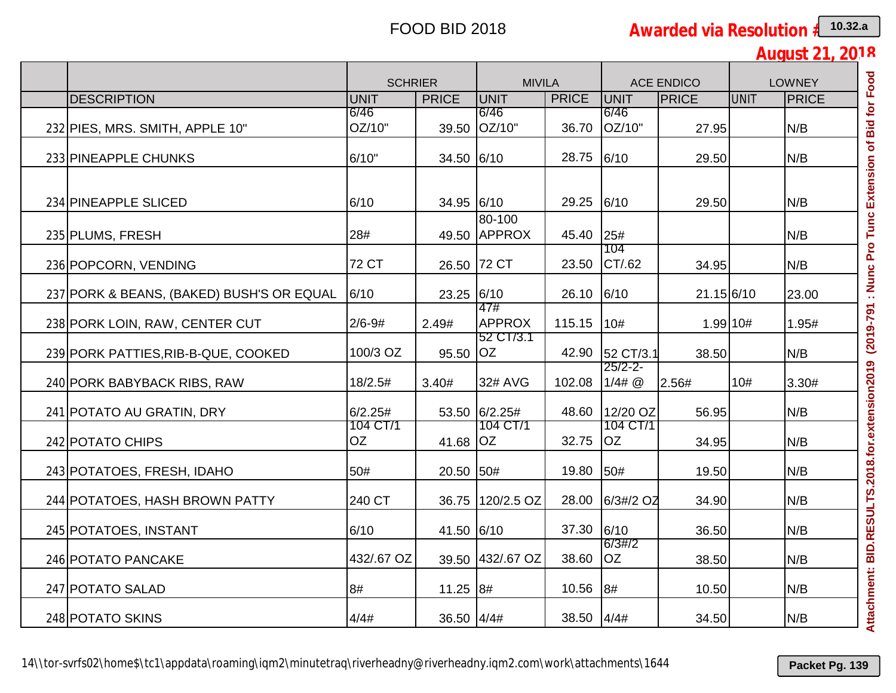FOOD BID 2018

**Awarded via Resolution #**

**August 21, 2018**

| | | SCHRIER | | MIVILA | | ACE ENDICO | | LOWNEY | |
|---|---|---|---|---|---|---|---|---|---|
| | DESCRIPTION | UNIT | PRICE | UNIT | PRICE | UNIT | PRICE | UNIT | PRICE |
| 232 | PIES, MRS. SMITH, APPLE 10" | 6/46 OZ/10" | 39.50 | 6/46 OZ/10" | 36.70 | 6/46 OZ/10" | 27.95 | | N/B |
| 233 | PINEAPPLE CHUNKS | 6/10" | 34.50 | 6/10 | 28.75 | 6/10 | 29.50 | | N/B |
| 234 | PINEAPPLE SLICED | 6/10 | 34.95 | 6/10 | 29.25 | 6/10 | 29.50 | | N/B |
| 235 | PLUMS, FRESH | 28# | 49.50 | 80-100 APPROX | 45.40 | 25# | | | N/B |
| 236 | POPCORN, VENDING | 72 CT | 26.50 | 72 CT | 23.50 | 104 CT/.62 | 34.95 | | N/B |
| 237 | PORK & BEANS, (BAKED) BUSH'S OR EQUAL | 6/10 | 23.25 | 6/10 | 26.10 | 6/10 | 21.15 | 6/10 | 23.00 |
| 238 | PORK LOIN, RAW, CENTER CUT | 2/6-9# | 2.49# | 47# APPROX | 115.15 | 10# | 1.99 | 10# | 1.95# |
| 239 | PORK PATTIES,RIB-B-QUE, COOKED | 100/3 OZ | 95.50 | 52 CT/3.1 OZ | 42.90 | 52 CT/3.1 | 38.50 | | N/B |
| 240 | PORK BABYBACK RIBS, RAW | 18/2.5# | 3.40# | 32# AVG | 102.08 | 25/2-2-1/4# @ | 2.56# | 10# | 3.30# |
| 241 | POTATO AU GRATIN, DRY | 6/2.25# | 53.50 | 6/2.25# | 48.60 | 12/20 OZ | 56.95 | | N/B |
| 242 | POTATO CHIPS | 104 CT/1 OZ | 41.68 | 104 CT/1 OZ | 32.75 | 104 CT/1 OZ | 34.95 | | N/B |
| 243 | POTATOES, FRESH, IDAHO | 50# | 20.50 | 50# | 19.80 | 50# | 19.50 | | N/B |
| 244 | POTATOES, HASH BROWN PATTY | 240 CT | 36.75 | 120/2.5 OZ | 28.00 | 6/3#/2 OZ | 34.90 | | N/B |
| 245 | POTATOES, INSTANT | 6/10 | 41.50 | 6/10 | 37.30 | 6/10 | 36.50 | | N/B |
| 246 | POTATO PANCAKE | 432/.67 OZ | 39.50 | 432/.67 OZ | 38.60 | 6/3#/2 OZ | 38.50 | | N/B |
| 247 | POTATO SALAD | 8# | 11.25 | 8# | 10.56 | 8# | 10.50 | | N/B |
| 248 | POTATO SKINS | 4/4# | 36.50 | 4/4# | 38.50 | 4/4# | 34.50 | | N/B |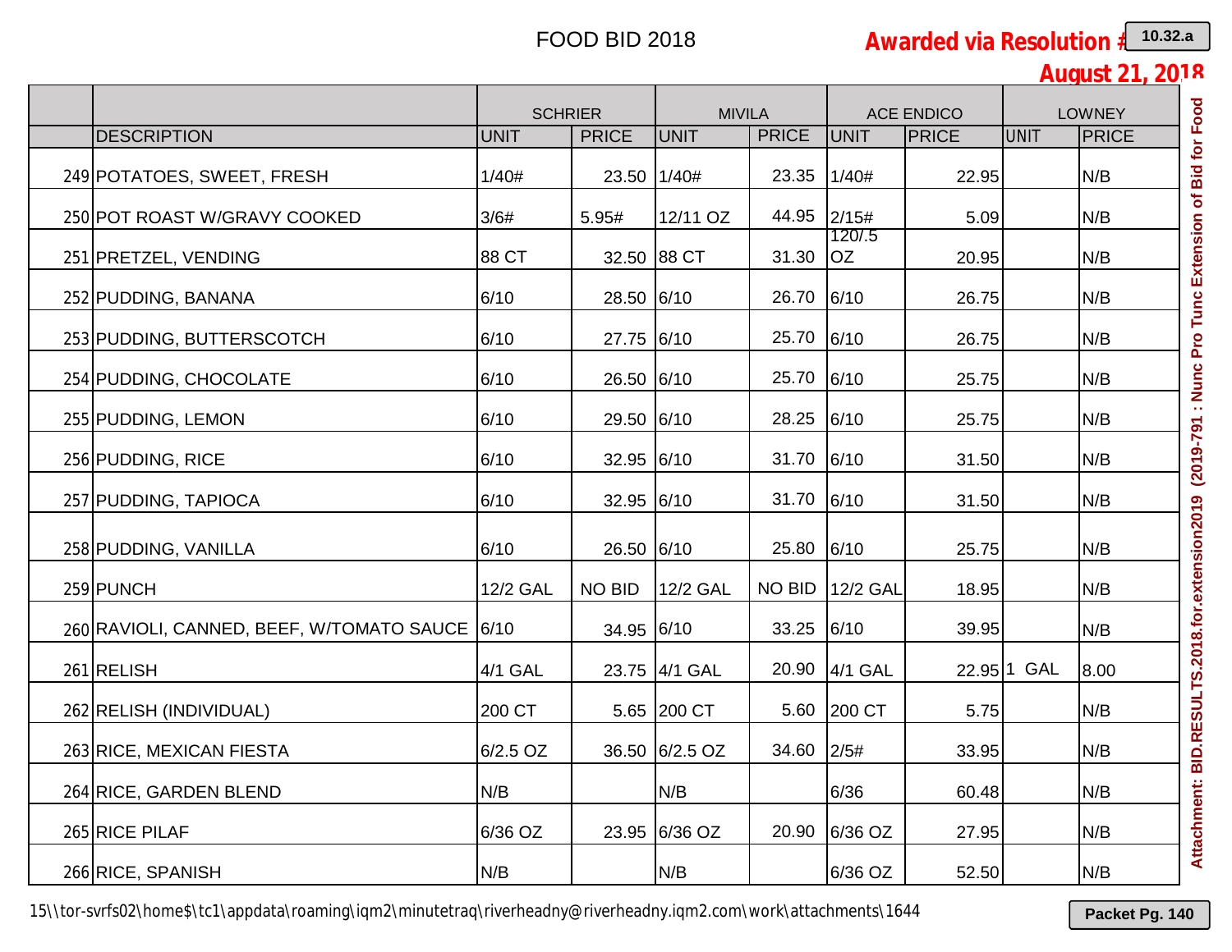FOOD BID 2018

**Awarded via Resolution #**

**August 21, 2018**

| | | SCHRIER | | MIVILA | | ACE ENDICO | | LOWNEY | |
|---|---|---|---|---|---|---|---|---|---|
| | DESCRIPTION | UNIT | PRICE | UNIT | PRICE | UNIT | PRICE | UNIT | PRICE |
| 249 | POTATOES, SWEET, FRESH | 1/40# | 23.50 | 1/40# | 23.35 | 1/40# | 22.95 | | N/B |
| 250 | POT ROAST W/GRAVY COOKED | 3/6# | 5.95# | 12/11 OZ | 44.95 | 2/15# | 5.09 | | N/B |
| 251 | PRETZEL, VENDING | 88 CT | 32.50 | 88 CT | 31.30 | 120/.5 OZ | 20.95 | | N/B |
| 252 | PUDDING, BANANA | 6/10 | 28.50 | 6/10 | 26.70 | 6/10 | 26.75 | | N/B |
| 253 | PUDDING, BUTTERSCOTCH | 6/10 | 27.75 | 6/10 | 25.70 | 6/10 | 26.75 | | N/B |
| 254 | PUDDING, CHOCOLATE | 6/10 | 26.50 | 6/10 | 25.70 | 6/10 | 25.75 | | N/B |
| 255 | PUDDING, LEMON | 6/10 | 29.50 | 6/10 | 28.25 | 6/10 | 25.75 | | N/B |
| 256 | PUDDING, RICE | 6/10 | 32.95 | 6/10 | 31.70 | 6/10 | 31.50 | | N/B |
| 257 | PUDDING, TAPIOCA | 6/10 | 32.95 | 6/10 | 31.70 | 6/10 | 31.50 | | N/B |
| 258 | PUDDING, VANILLA | 6/10 | 26.50 | 6/10 | 25.80 | 6/10 | 25.75 | | N/B |
| 259 | PUNCH | 12/2 GAL | NO BID | 12/2 GAL | NO BID | 12/2 GAL | 18.95 | | N/B |
| 260 | RAVIOLI, CANNED, BEEF, W/TOMATO SAUCE | 6/10 | 34.95 | 6/10 | 33.25 | 6/10 | 39.95 | | N/B |
| 261 | RELISH | 4/1 GAL | 23.75 | 4/1 GAL | 20.90 | 4/1 GAL | 22.95 | 1 GAL | 8.00 |
| 262 | RELISH (INDIVIDUAL) | 200 CT | 5.65 | 200 CT | 5.60 | 200 CT | 5.75 | | N/B |
| 263 | RICE, MEXICAN FIESTA | 6/2.5 OZ | 36.50 | 6/2.5 OZ | 34.60 | 2/5# | 33.95 | | N/B |
| 264 | RICE, GARDEN BLEND | N/B | | N/B | | 6/36 | 60.48 | | N/B |
| 265 | RICE PILAF | 6/36 OZ | 23.95 | 6/36 OZ | 20.90 | 6/36 OZ | 27.95 | | N/B |
| 266 | RICE, SPANISH | N/B | | N/B | | 6/36 OZ | 52.50 | | N/B |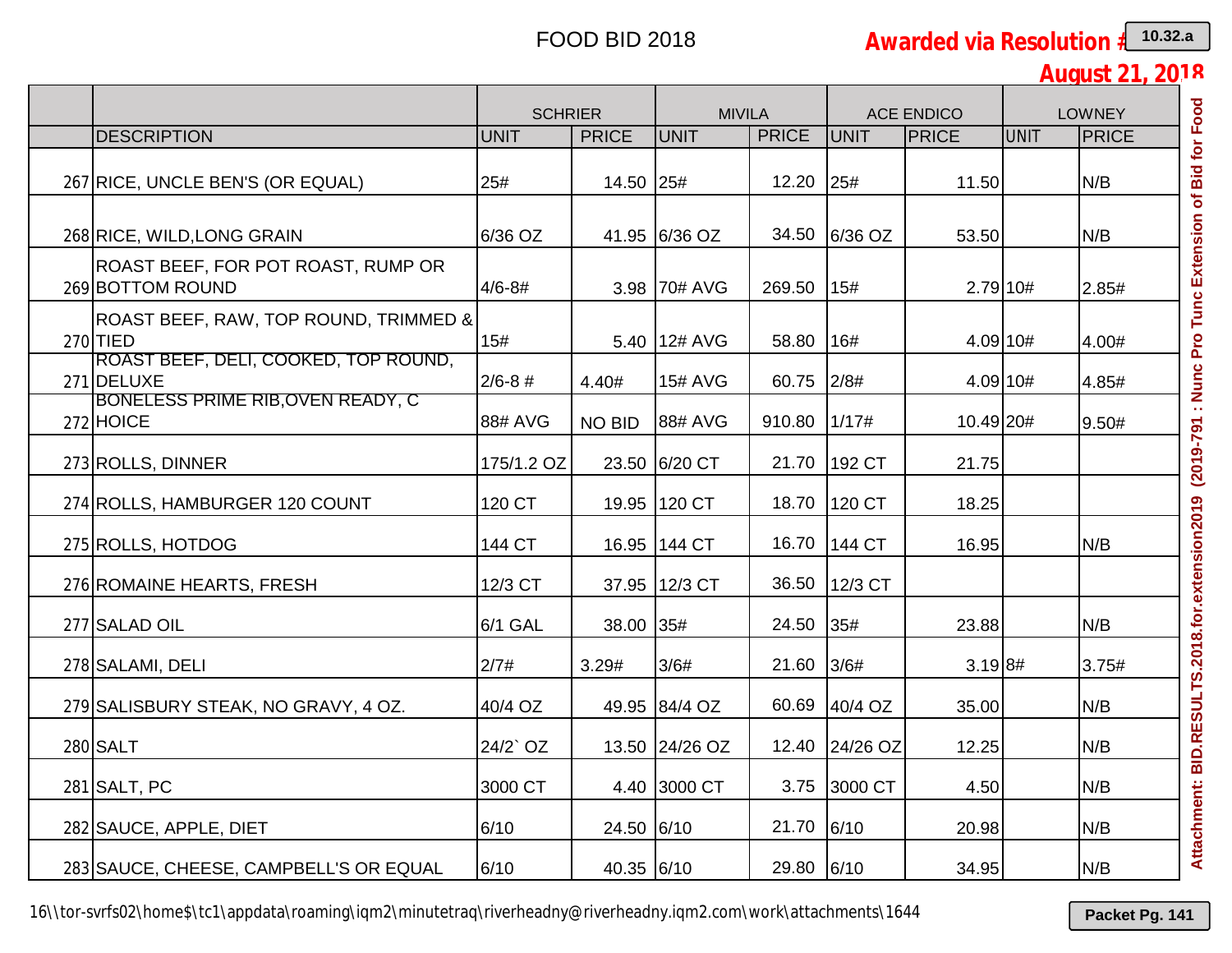# FOOD BID 2018

**Awarded via Resolution #**

**August 21, 2018**

| | | SCHRIER | | MIVILA | | ACE ENDICO | | LOWNEY | |
|---|---|---|---|---|---|---|---|---|---|
| | DESCRIPTION | UNIT | PRICE | UNIT | PRICE | UNIT | PRICE | UNIT | PRICE |
| 267 | RICE, UNCLE BEN'S (OR EQUAL) | 25# | 14.50 | 25# | 12.20 | 25# | 11.50 | | N/B |
| 268 | RICE, WILD,LONG GRAIN | 6/36 OZ | 41.95 | 6/36 OZ | 34.50 | 6/36 OZ | 53.50 | | N/B |
| 269 | ROAST BEEF, FOR POT ROAST, RUMP OR BOTTOM ROUND | 4/6-8# | 3.98 | 70# AVG | 269.50 | 15# | 2.79 | 10# | 2.85# |
| 270 | ROAST BEEF, RAW, TOP ROUND, TRIMMED & TIED | 15# | 5.40 | 12# AVG | 58.80 | 16# | 4.09 | 10# | 4.00# |
| 271 | ROAST BEEF, DELI, COOKED, TOP ROUND, DELUXE | 2/6-8 # | 4.40# | 15# AVG | 60.75 | 2/8# | 4.09 | 10# | 4.85# |
| 272 | BONELESS PRIME RIB,OVEN READY, C HOICE | 88# AVG | NO BID | 88# AVG | 910.80 | 1/17# | 10.49 | 20# | 9.50# |
| 273 | ROLLS, DINNER | 175/1.2 OZ | 23.50 | 6/20 CT | 21.70 | 192 CT | 21.75 | | |
| 274 | ROLLS, HAMBURGER 120 COUNT | 120 CT | 19.95 | 120 CT | 18.70 | 120 CT | 18.25 | | |
| 275 | ROLLS, HOTDOG | 144 CT | 16.95 | 144 CT | 16.70 | 144 CT | 16.95 | | N/B |
| 276 | ROMAINE HEARTS, FRESH | 12/3 CT | 37.95 | 12/3 CT | 36.50 | 12/3 CT | | | |
| 277 | SALAD OIL | 6/1 GAL | 38.00 | 35# | 24.50 | 35# | 23.88 | | N/B |
| 278 | SALAMI, DELI | 2/7# | 3.29# | 3/6# | 21.60 | 3/6# | 3.19 | 8# | 3.75# |
| 279 | SALISBURY STEAK, NO GRAVY, 4 OZ. | 40/4 OZ | 49.95 | 84/4 OZ | 60.69 | 40/4 OZ | 35.00 | | N/B |
| 280 | SALT | 24/2` OZ | 13.50 | 24/26 OZ | 12.40 | 24/26 OZ | 12.25 | | N/B |
| 281 | SALT, PC | 3000 CT | 4.40 | 3000 CT | 3.75 | 3000 CT | 4.50 | | N/B |
| 282 | SAUCE, APPLE, DIET | 6/10 | 24.50 | 6/10 | 21.70 | 6/10 | 20.98 | | N/B |
| 283 | SAUCE, CHEESE, CAMPBELL'S OR EQUAL | 6/10 | 40.35 | 6/10 | 29.80 | 6/10 | 34.95 | | N/B |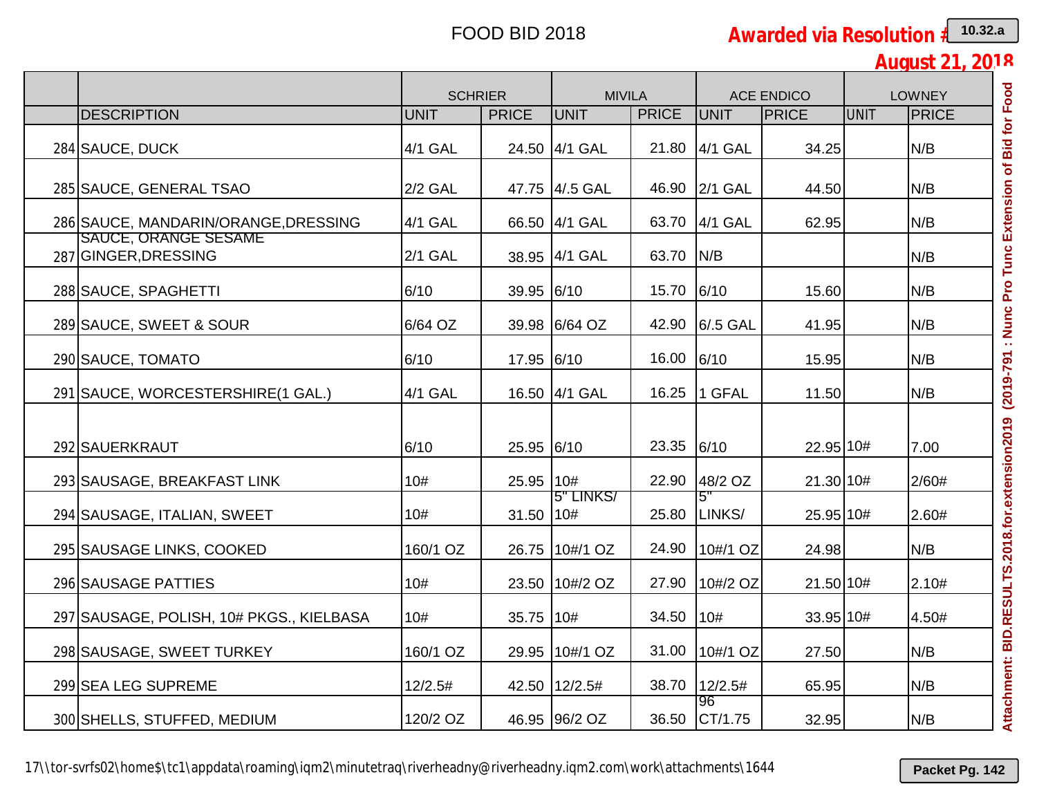# FOOD BID 2018

**Awarded via Resolution #**

**August 21, 2018**

| | | SCHRIER | | MIVILA | | ACE ENDICO | | LOWNEY | |
|---|---|---|---|---|---|---|---|---|---|
| | DESCRIPTION | UNIT | PRICE | UNIT | PRICE | UNIT | PRICE | UNIT | PRICE |
| 284 | SAUCE, DUCK | 4/1 GAL | 24.50 | 4/1 GAL | 21.80 | 4/1 GAL | 34.25 | | N/B |
| 285 | SAUCE, GENERAL TSAO | 2/2 GAL | 47.75 | 4/.5 GAL | 46.90 | 2/1 GAL | 44.50 | | N/B |
| 286 | SAUCE, MANDARIN/ORANGE,DRESSING | 4/1 GAL | 66.50 | 4/1 GAL | 63.70 | 4/1 GAL | 62.95 | | N/B |
| 287 | SAUCE, ORANGE SESAME GINGER,DRESSING | 2/1 GAL | 38.95 | 4/1 GAL | 63.70 | N/B | | | N/B |
| 288 | SAUCE, SPAGHETTI | 6/10 | 39.95 | 6/10 | 15.70 | 6/10 | 15.60 | | N/B |
| 289 | SAUCE, SWEET & SOUR | 6/64 OZ | 39.98 | 6/64 OZ | 42.90 | 6/.5 GAL | 41.95 | | N/B |
| 290 | SAUCE, TOMATO | 6/10 | 17.95 | 6/10 | 16.00 | 6/10 | 15.95 | | N/B |
| 291 | SAUCE, WORCESTERSHIRE(1 GAL.) | 4/1 GAL | 16.50 | 4/1 GAL | 16.25 | 1 GFAL | 11.50 | | N/B |
| 292 | SAUERKRAUT | 6/10 | 25.95 | 6/10 | 23.35 | 6/10 | 22.95 | 10# | 7.00 |
| 293 | SAUSAGE, BREAKFAST LINK | 10# | 25.95 | 10# | 22.90 | 48/2 OZ | 21.30 | 10# | 2/60# |
| 294 | SAUSAGE, ITALIAN, SWEET | 10# | 31.50 | 5" LINKS/ 10# | 25.80 | 5" LINKS/ | 25.95 | 10# | 2.60# |
| 295 | SAUSAGE LINKS, COOKED | 160/1 OZ | 26.75 | 10#/1 OZ | 24.90 | 10#/1 OZ | 24.98 | | N/B |
| 296 | SAUSAGE PATTIES | 10# | 23.50 | 10#/2 OZ | 27.90 | 10#/2 OZ | 21.50 | 10# | 2.10# |
| 297 | SAUSAGE, POLISH, 10# PKGS., KIELBASA | 10# | 35.75 | 10# | 34.50 | 10# | 33.95 | 10# | 4.50# |
| 298 | SAUSAGE, SWEET TURKEY | 160/1 OZ | 29.95 | 10#/1 OZ | 31.00 | 10#/1 OZ | 27.50 | | N/B |
| 299 | SEA LEG SUPREME | 12/2.5# | 42.50 | 12/2.5# | 38.70 | 12/2.5# | 65.95 | | N/B |
| 300 | SHELLS, STUFFED, MEDIUM | 120/2 OZ | 46.95 | 96/2 OZ | 36.50 | 96 CT/1.75 | 32.95 | | N/B |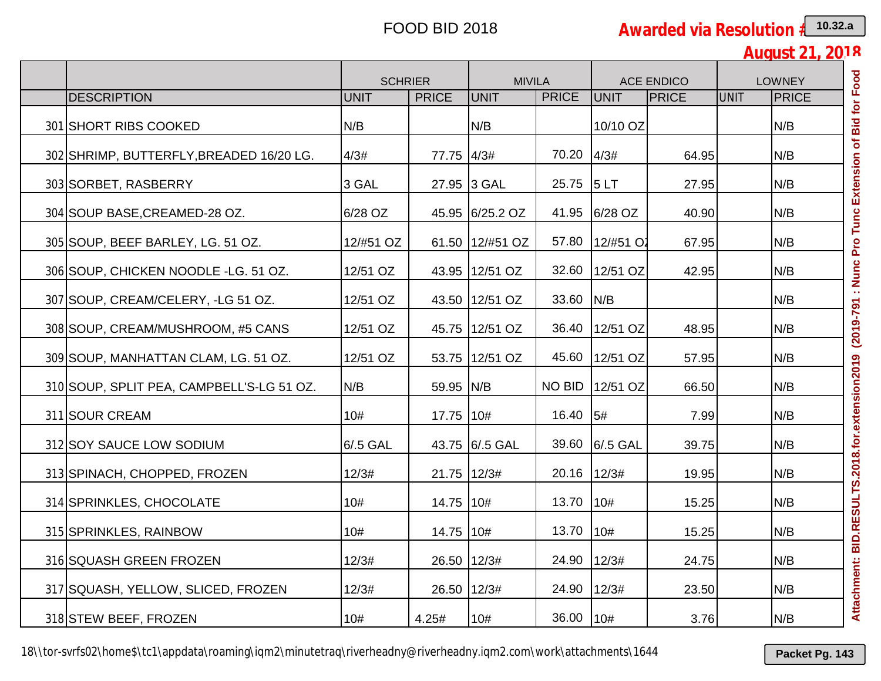# FOOD BID 2018

**Awarded via Resolution #**

**August 21, 2018**

|  |  | SCHRIER |  | MIVILA |  | ACE ENDICO |  | LOWNEY |  |
|---|---|---|---|---|---|---|---|---|---|
|  | DESCRIPTION | UNIT | PRICE | UNIT | PRICE | UNIT | PRICE | UNIT | PRICE |
| 301 | SHORT RIBS COOKED | N/B |  | N/B |  | 10/10 OZ |  |  | N/B |
| 302 | SHRIMP, BUTTERFLY,BREADED 16/20 LG. | 4/3# | 77.75 | 4/3# | 70.20 | 4/3# | 64.95 |  | N/B |
| 303 | SORBET, RASBERRY | 3 GAL | 27.95 | 3 GAL | 25.75 | 5 LT | 27.95 |  | N/B |
| 304 | SOUP BASE,CREAMED-28 OZ. | 6/28 OZ | 45.95 | 6/25.2 OZ | 41.95 | 6/28 OZ | 40.90 |  | N/B |
| 305 | SOUP, BEEF BARLEY, LG. 51 OZ. | 12/#51 OZ | 61.50 | 12/#51 OZ | 57.80 | 12/#51 OZ | 67.95 |  | N/B |
| 306 | SOUP, CHICKEN NOODLE -LG. 51 OZ. | 12/51 OZ | 43.95 | 12/51 OZ | 32.60 | 12/51 OZ | 42.95 |  | N/B |
| 307 | SOUP, CREAM/CELERY, -LG 51 OZ. | 12/51 OZ | 43.50 | 12/51 OZ | 33.60 | N/B |  |  | N/B |
| 308 | SOUP, CREAM/MUSHROOM, #5 CANS | 12/51 OZ | 45.75 | 12/51 OZ | 36.40 | 12/51 OZ | 48.95 |  | N/B |
| 309 | SOUP, MANHATTAN CLAM, LG. 51 OZ. | 12/51 OZ | 53.75 | 12/51 OZ | 45.60 | 12/51 OZ | 57.95 |  | N/B |
| 310 | SOUP, SPLIT PEA, CAMPBELL'S-LG 51 OZ. | N/B | 59.95 | N/B | NO BID | 12/51 OZ | 66.50 |  | N/B |
| 311 | SOUR CREAM | 10# | 17.75 | 10# | 16.40 | 5# | 7.99 |  | N/B |
| 312 | SOY SAUCE LOW SODIUM | 6/.5 GAL | 43.75 | 6/.5 GAL | 39.60 | 6/.5 GAL | 39.75 |  | N/B |
| 313 | SPINACH, CHOPPED, FROZEN | 12/3# | 21.75 | 12/3# | 20.16 | 12/3# | 19.95 |  | N/B |
| 314 | SPRINKLES, CHOCOLATE | 10# | 14.75 | 10# | 13.70 | 10# | 15.25 |  | N/B |
| 315 | SPRINKLES, RAINBOW | 10# | 14.75 | 10# | 13.70 | 10# | 15.25 |  | N/B |
| 316 | SQUASH GREEN FROZEN | 12/3# | 26.50 | 12/3# | 24.90 | 12/3# | 24.75 |  | N/B |
| 317 | SQUASH, YELLOW, SLICED, FROZEN | 12/3# | 26.50 | 12/3# | 24.90 | 12/3# | 23.50 |  | N/B |
| 318 | STEW BEEF, FROZEN | 10# | 4.25# | 10# | 36.00 | 10# | 3.76 |  | N/B |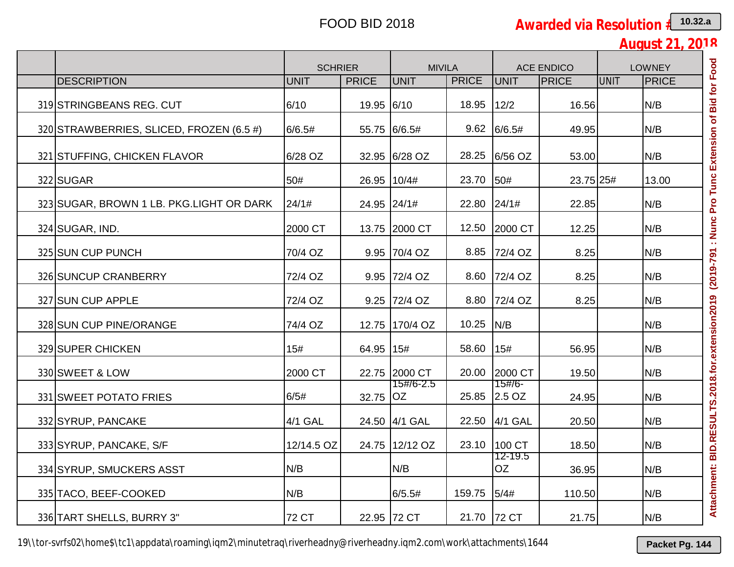# FOOD BID 2018

**Awarded via Resolution #**

**August 21, 2018**

| | | SCHRIER | | MIVILA | | ACE ENDICO | | LOWNEY | |
|---|---|---|---|---|---|---|---|---|---|
| | DESCRIPTION | UNIT | PRICE | UNIT | PRICE | UNIT | PRICE | UNIT | PRICE |
| 319 | STRINGBEANS REG. CUT | 6/10 | 19.95 | 6/10 | 18.95 | 12/2 | 16.56 | | N/B |
| 320 | STRAWBERRIES, SLICED, FROZEN (6.5 #) | 6/6.5# | 55.75 | 6/6.5# | 9.62 | 6/6.5# | 49.95 | | N/B |
| 321 | STUFFING, CHICKEN FLAVOR | 6/28 OZ | 32.95 | 6/28 OZ | 28.25 | 6/56 OZ | 53.00 | | N/B |
| 322 | SUGAR | 50# | 26.95 | 10/4# | 23.70 | 50# | 23.75 | 25# | 13.00 |
| 323 | SUGAR, BROWN 1 LB. PKG.LIGHT OR DARK | 24/1# | 24.95 | 24/1# | 22.80 | 24/1# | 22.85 | | N/B |
| 324 | SUGAR, IND. | 2000 CT | 13.75 | 2000 CT | 12.50 | 2000 CT | 12.25 | | N/B |
| 325 | SUN CUP PUNCH | 70/4 OZ | 9.95 | 70/4 OZ | 8.85 | 72/4 OZ | 8.25 | | N/B |
| 326 | SUNCUP CRANBERRY | 72/4 OZ | 9.95 | 72/4 OZ | 8.60 | 72/4 OZ | 8.25 | | N/B |
| 327 | SUN CUP APPLE | 72/4 OZ | 9.25 | 72/4 OZ | 8.80 | 72/4 OZ | 8.25 | | N/B |
| 328 | SUN CUP PINE/ORANGE | 74/4 OZ | 12.75 | 170/4 OZ | 10.25 | N/B | | | N/B |
| 329 | SUPER CHICKEN | 15# | 64.95 | 15# | 58.60 | 15# | 56.95 | | N/B |
| 330 | SWEET & LOW | 2000 CT | 22.75 | 2000 CT | 20.00 | 2000 CT | 19.50 | | N/B |
| 331 | SWEET POTATO FRIES | 6/5# | 32.75 | 15#/6-2.5 OZ | 25.85 | 15#/6-2.5 OZ | 24.95 | | N/B |
| 332 | SYRUP, PANCAKE | 4/1 GAL | 24.50 | 4/1 GAL | 22.50 | 4/1 GAL | 20.50 | | N/B |
| 333 | SYRUP, PANCAKE, S/F | 12/14.5 OZ | 24.75 | 12/12 OZ | 23.10 | 100 CT | 18.50 | | N/B |
| 334 | SYRUP, SMUCKERS ASST | N/B | | N/B | | 12-19.5 OZ | 36.95 | | N/B |
| 335 | TACO, BEEF-COOKED | N/B | | 6/5.5# | 159.75 | 5/4# | 110.50 | | N/B |
| 336 | TART SHELLS, BURRY 3" | 72 CT | 22.95 | 72 CT | 21.70 | 72 CT | 21.75 | | N/B |

19\\tor-svrfs02\home$\tc1\appdata\roaming\iqm2\minutetraq\riverheadny@riverheadny.iqm2.com\work\attachments\1644

Attachment: BID.RESULTS.2018.for.extension2019 (2019-791 : Nunc Pro Tunc Extension of Bid for Food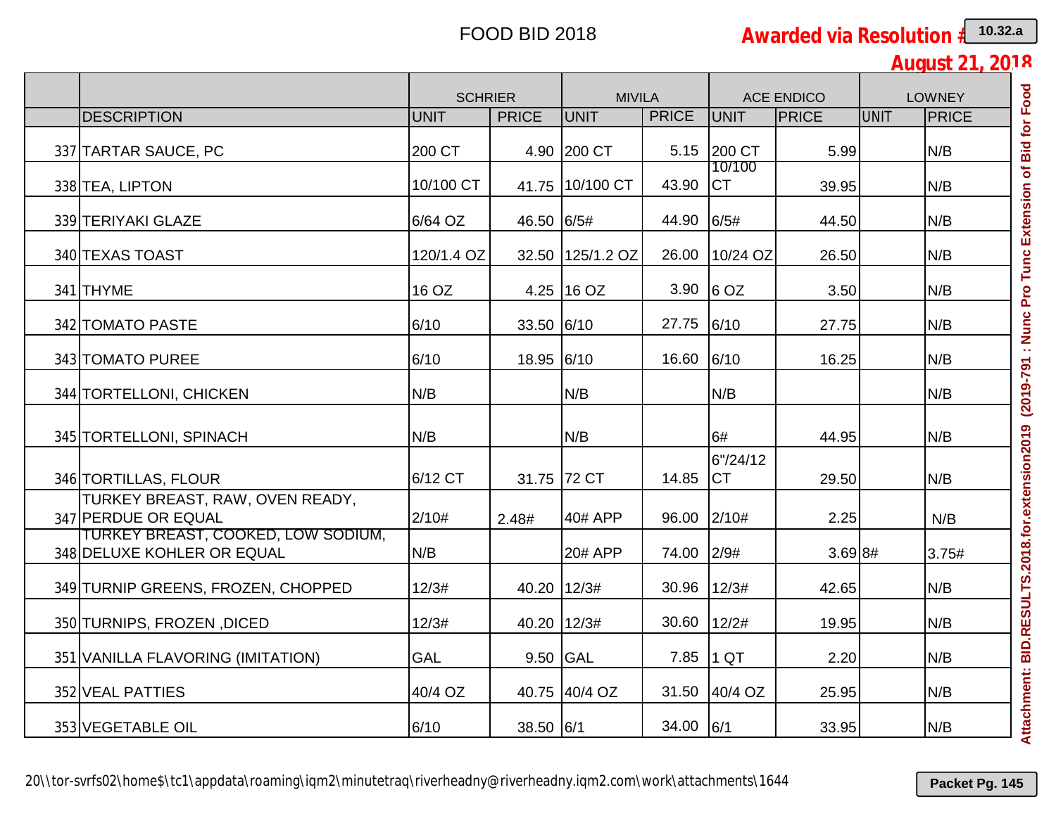# FOOD BID 2018

**Awarded via Resolution #**

**August 21, 2018**

| | | SCHRIER | | MIVILA | | ACE ENDICO | | LOWNEY | |
|---|---|---|---|---|---|---|---|---|---|
| | DESCRIPTION | UNIT | PRICE | UNIT | PRICE | UNIT | PRICE | UNIT | PRICE |
| 337 | TARTAR SAUCE, PC | 200 CT | 4.90 | 200 CT | 5.15 | 200 CT | 5.99 | | N/B |
| 338 | TEA, LIPTON | 10/100 CT | 41.75 | 10/100 CT | 43.90 | 10/100 CT | 39.95 | | N/B |
| 339 | TERIYAKI GLAZE | 6/64 OZ | 46.50 | 6/5# | 44.90 | 6/5# | 44.50 | | N/B |
| 340 | TEXAS TOAST | 120/1.4 OZ | 32.50 | 125/1.2 OZ | 26.00 | 10/24 OZ | 26.50 | | N/B |
| 341 | THYME | 16 OZ | 4.25 | 16 OZ | 3.90 | 6 OZ | 3.50 | | N/B |
| 342 | TOMATO PASTE | 6/10 | 33.50 | 6/10 | 27.75 | 6/10 | 27.75 | | N/B |
| 343 | TOMATO PUREE | 6/10 | 18.95 | 6/10 | 16.60 | 6/10 | 16.25 | | N/B |
| 344 | TORTELLONI, CHICKEN | N/B | | N/B | | N/B | | | N/B |
| 345 | TORTELLONI, SPINACH | N/B | | N/B | | 6# | 44.95 | | N/B |
| 346 | TORTILLAS, FLOUR | 6/12 CT | 31.75 | 72 CT | 14.85 | 6"/24/12 CT | 29.50 | | N/B |
| 347 | TURKEY BREAST, RAW, OVEN READY, PERDUE OR EQUAL | 2/10# | 2.48# | 40# APP | 96.00 | 2/10# | 2.25 | | N/B |
| 348 | TURKEY BREAST, COOKED, LOW SODIUM, DELUXE KOHLER OR EQUAL | N/B | | 20# APP | 74.00 | 2/9# | 3.69 | 8# | 3.75# |
| 349 | TURNIP GREENS, FROZEN, CHOPPED | 12/3# | 40.20 | 12/3# | 30.96 | 12/3# | 42.65 | | N/B |
| 350 | TURNIPS, FROZEN ,DICED | 12/3# | 40.20 | 12/3# | 30.60 | 12/2# | 19.95 | | N/B |
| 351 | VANILLA FLAVORING (IMITATION) | GAL | 9.50 | GAL | 7.85 | 1 QT | 2.20 | | N/B |
| 352 | VEAL PATTIES | 40/4 OZ | 40.75 | 40/4 OZ | 31.50 | 40/4 OZ | 25.95 | | N/B |
| 353 | VEGETABLE OIL | 6/10 | 38.50 | 6/1 | 34.00 | 6/1 | 33.95 | | N/B |

20\\tor-svrfs02\home$\tc1\appdata\roaming\iqm2\minutetraq\riverheadny@riverheadny.iqm2.com\work\attachments\1644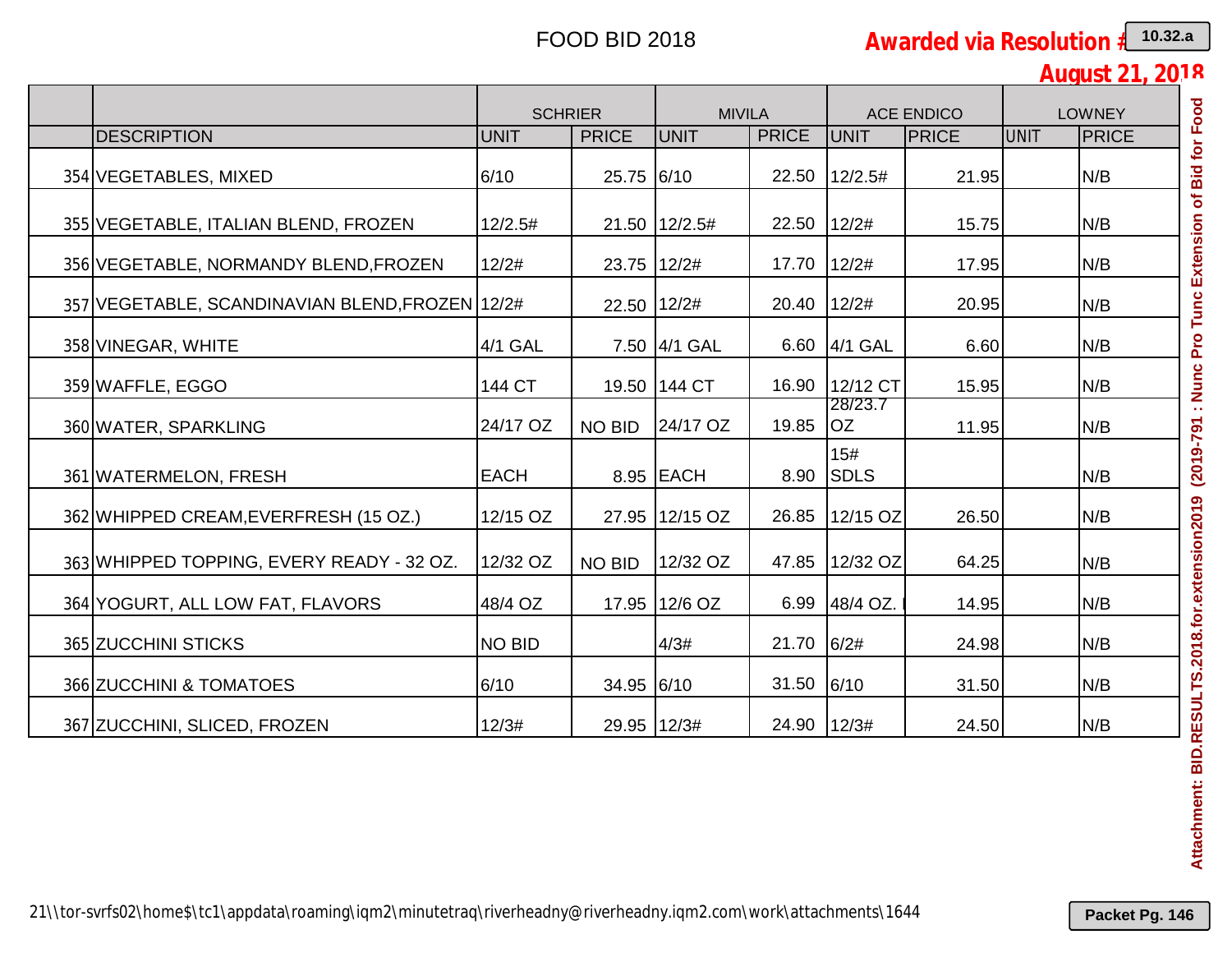FOOD BID 2018

**Awarded via Resolution #**

**August 21, 2018**

| | | SCHRIER | | MIVILA | | ACE ENDICO | | LOWNEY | |
|---|---|---|---|---|---|---|---|---|---|
| | DESCRIPTION | UNIT | PRICE | UNIT | PRICE | UNIT | PRICE | UNIT | PRICE |
| 354 | VEGETABLES, MIXED | 6/10 | 25.75 | 6/10 | 22.50 | 12/2.5# | 21.95 | | N/B |
| 355 | VEGETABLE, ITALIAN BLEND, FROZEN | 12/2.5# | 21.50 | 12/2.5# | 22.50 | 12/2# | 15.75 | | N/B |
| 356 | VEGETABLE, NORMANDY BLEND,FROZEN | 12/2# | 23.75 | 12/2# | 17.70 | 12/2# | 17.95 | | N/B |
| 357 | VEGETABLE, SCANDINAVIAN BLEND,FROZEN | 12/2# | 22.50 | 12/2# | 20.40 | 12/2# | 20.95 | | N/B |
| 358 | VINEGAR, WHITE | 4/1 GAL | 7.50 | 4/1 GAL | 6.60 | 4/1 GAL | 6.60 | | N/B |
| 359 | WAFFLE, EGGO | 144 CT | 19.50 | 144 CT | 16.90 | 12/12 CT | 15.95 | | N/B |
| 360 | WATER, SPARKLING | 24/17 OZ | NO BID | 24/17 OZ | 19.85 | 28/23.7 OZ | 11.95 | | N/B |
| 361 | WATERMELON, FRESH | EACH | 8.95 | EACH | 8.90 | 15# SDLS | | | N/B |
| 362 | WHIPPED CREAM,EVERFRESH (15 OZ.) | 12/15 OZ | 27.95 | 12/15 OZ | 26.85 | 12/15 OZ | 26.50 | | N/B |
| 363 | WHIPPED TOPPING, EVERY READY - 32 OZ. | 12/32 OZ | NO BID | 12/32 OZ | 47.85 | 12/32 OZ | 64.25 | | N/B |
| 364 | YOGURT, ALL LOW FAT, FLAVORS | 48/4 OZ | 17.95 | 12/6 OZ | 6.99 | 48/4 OZ. | 14.95 | | N/B |
| 365 | ZUCCHINI STICKS | NO BID | | 4/3# | 21.70 | 6/2# | 24.98 | | N/B |
| 366 | ZUCCHINI & TOMATOES | 6/10 | 34.95 | 6/10 | 31.50 | 6/10 | 31.50 | | N/B |
| 367 | ZUCCHINI, SLICED, FROZEN | 12/3# | 29.95 | 12/3# | 24.90 | 12/3# | 24.50 | | N/B |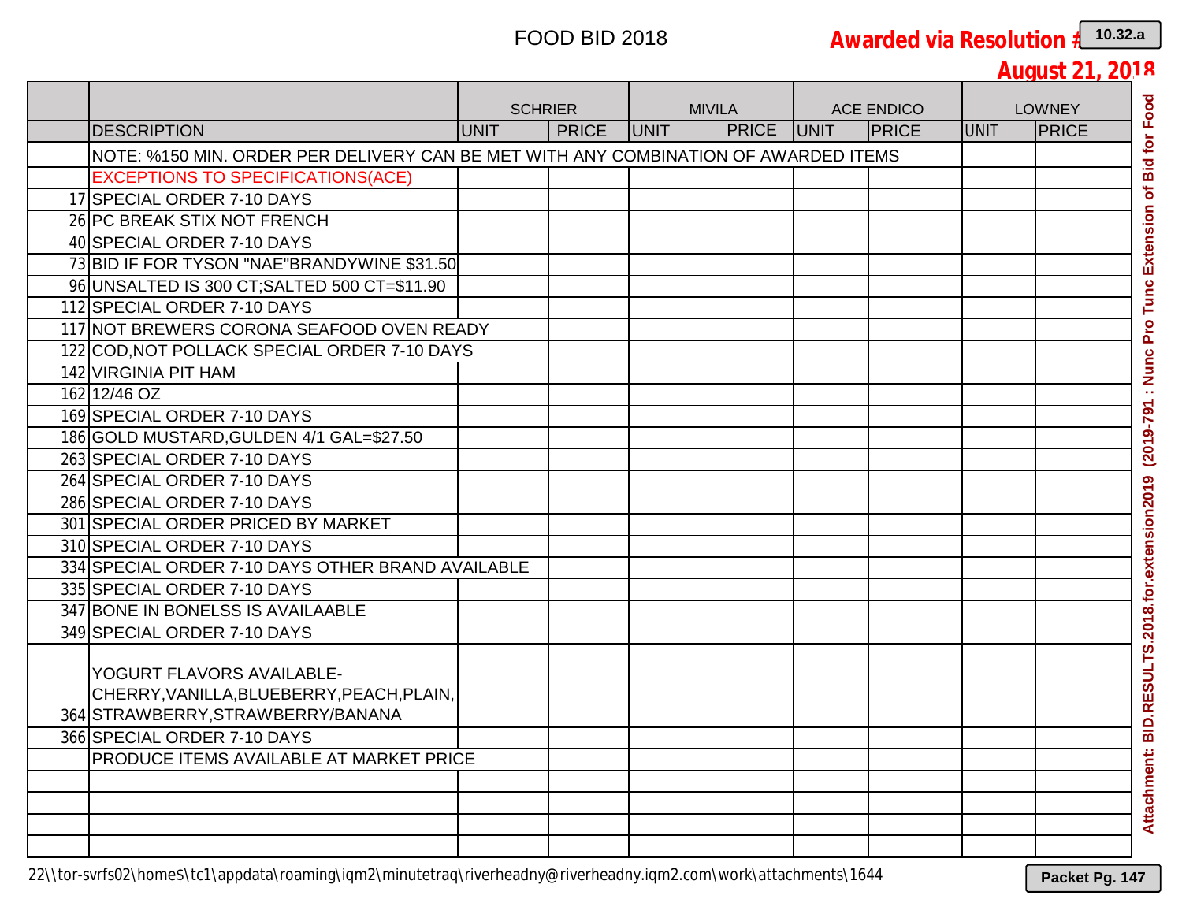# FOOD BID 2018

**Awarded via Resolution #**

**August 21, 2018**

| | | SCHRIER | | MIVILA | | ACE ENDICO | | LOWNEY | |
|---|---|---|---|---|---|---|---|---|---|
| | DESCRIPTION | UNIT | PRICE | UNIT | PRICE | UNIT | PRICE | UNIT | PRICE |
| | NOTE: %150 MIN. ORDER PER DELIVERY CAN BE MET WITH ANY COMBINATION OF AWARDED ITEMS | | | | | | | | |
| | EXCEPTIONS TO SPECIFICATIONS(ACE) | | | | | | | | |
| 17 | SPECIAL ORDER 7-10 DAYS | | | | | | | | |
| 26 | PC BREAK STIX NOT FRENCH | | | | | | | | |
| 40 | SPECIAL ORDER 7-10 DAYS | | | | | | | | |
| 73 | BID IF FOR TYSON "NAE"BRANDYWINE $31.50 | | | | | | | | |
| 96 | UNSALTED IS 300 CT;SALTED 500 CT=$11.90 | | | | | | | | |
| 112 | SPECIAL ORDER 7-10 DAYS | | | | | | | | |
| 117 | NOT BREWERS CORONA SEAFOOD OVEN READY | | | | | | | | |
| 122 | COD,NOT POLLACK SPECIAL ORDER 7-10 DAYS | | | | | | | | |
| 142 | VIRGINIA PIT HAM | | | | | | | | |
| 162 | 12/46 OZ | | | | | | | | |
| 169 | SPECIAL ORDER 7-10 DAYS | | | | | | | | |
| 186 | GOLD MUSTARD,GULDEN 4/1 GAL=$27.50 | | | | | | | | |
| 263 | SPECIAL ORDER 7-10 DAYS | | | | | | | | |
| 264 | SPECIAL ORDER 7-10 DAYS | | | | | | | | |
| 286 | SPECIAL ORDER 7-10 DAYS | | | | | | | | |
| 301 | SPECIAL ORDER PRICED BY MARKET | | | | | | | | |
| 310 | SPECIAL ORDER 7-10 DAYS | | | | | | | | |
| 334 | SPECIAL ORDER 7-10 DAYS OTHER BRAND AVAILABLE | | | | | | | | |
| 335 | SPECIAL ORDER 7-10 DAYS | | | | | | | | |
| 347 | BONE IN BONELSS IS AVAILAABLE | | | | | | | | |
| 349 | SPECIAL ORDER 7-10 DAYS | | | | | | | | |
| 364 | YOGURT FLAVORS AVAILABLE- CHERRY,VANILLA,BLUEBERRY,PEACH,PLAIN, STRAWBERRY,STRAWBERRY/BANANA | | | | | | | | |
| 366 | SPECIAL ORDER 7-10 DAYS | | | | | | | | |
| | PRODUCE ITEMS AVAILABLE AT MARKET PRICE | | | | | | | | |
| | | | | | | | | | |
| | | | | | | | | | |
| | | | | | | | | | |
| | | | | | | | | | |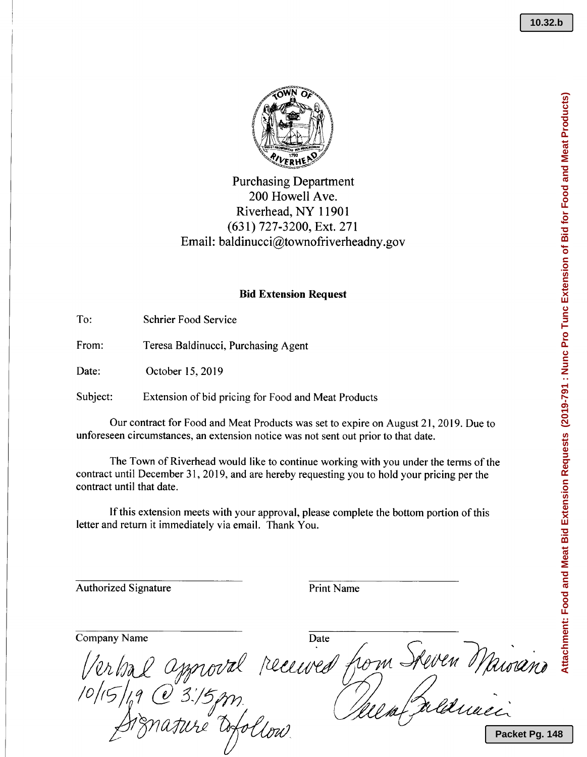Purchasing Department
200 Howell Ave.
Riverhead, NY 11901
(631) 727-3200, Ext. 271
Email: baldinucci@townofriverheadny.gov

**Bid Extension Request**

To: Schrier Food Service

From: Teresa Baldinucci, Purchasing Agent

Date: October 15, 2019

Subject: Extension of bid pricing for Food and Meat Products

Our contract for Food and Meat Products was set to expire on August 21, 2019. Due to unforeseen circumstances, an extension notice was not sent out prior to that date.

The Town of Riverhead would like to continue working with you under the terms of the contract until December 31, 2019, and are hereby requesting you to hold your pricing per the contract until that date.

If this extension meets with your approval, please complete the bottom portion of this letter and return it immediately via email. Thank You.

______________________ Authorized Signature

______________________ Print Name

______________________ Company Name

______________________ Date

Verbal approval received from Steven Maiorano 10/15/19 @ 3:15pm. Signature to follow.

Teresa Baldinucci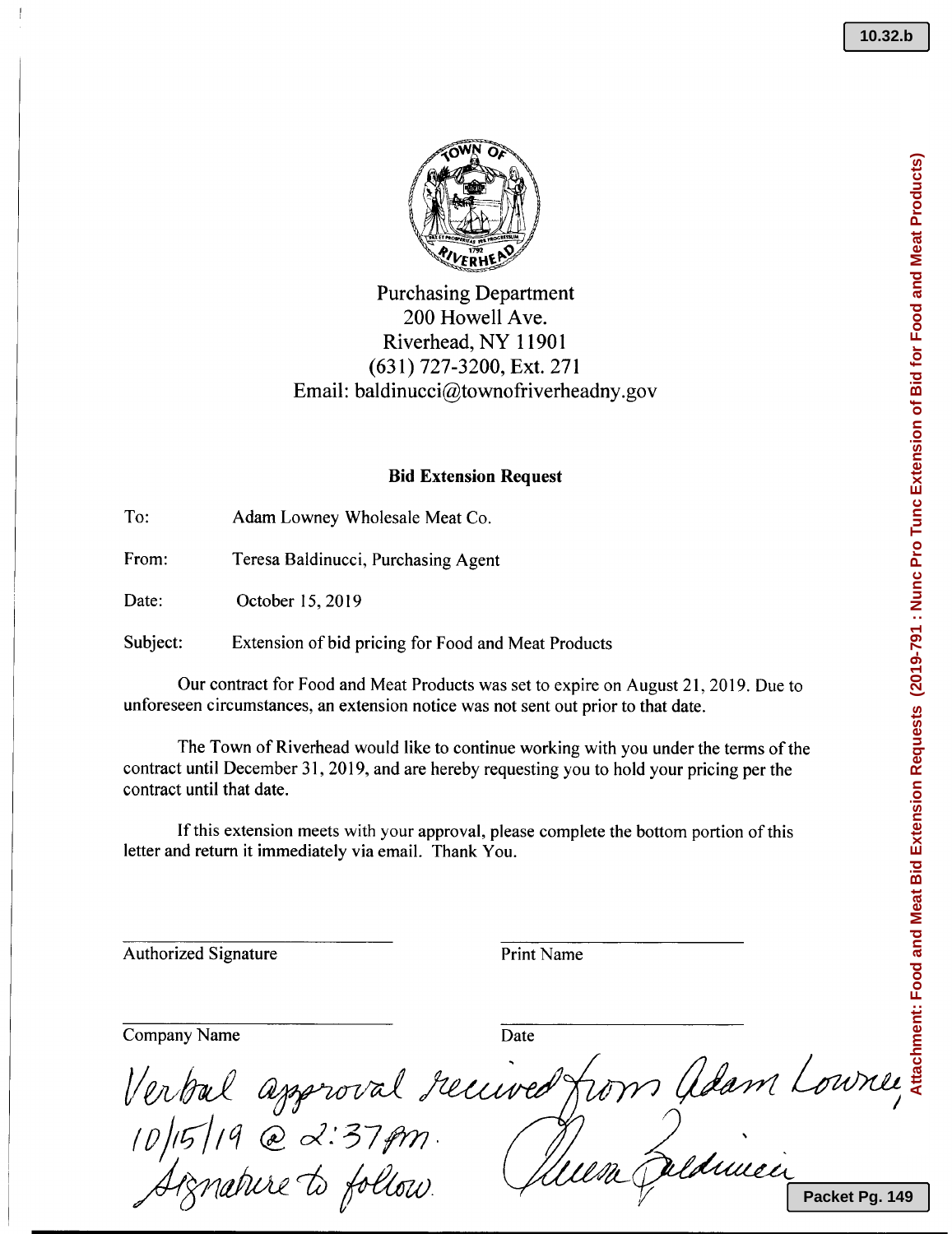Purchasing Department
200 Howell Ave.
Riverhead, NY 11901
(631) 727-3200, Ext. 271
Email: baldinucci@townofriverheadny.gov

## Bid Extension Request

To: Adam Lowney Wholesale Meat Co.

From: Teresa Baldinucci, Purchasing Agent

Date: October 15, 2019

Subject: Extension of bid pricing for Food and Meat Products

Our contract for Food and Meat Products was set to expire on August 21, 2019. Due to unforeseen circumstances, an extension notice was not sent out prior to that date.

The Town of Riverhead would like to continue working with you under the terms of the contract until December 31, 2019, and are hereby requesting you to hold your pricing per the contract until that date.

If this extension meets with your approval, please complete the bottom portion of this letter and return it immediately via email. Thank You.

______________________ Authorized Signature

______________________ Print Name

______________________ Company Name

______________________ Date

Verbal approval received from Adam Lowney, 10/15/19 @ 2:37pm. Signature to follow.

Teresa Baldinucci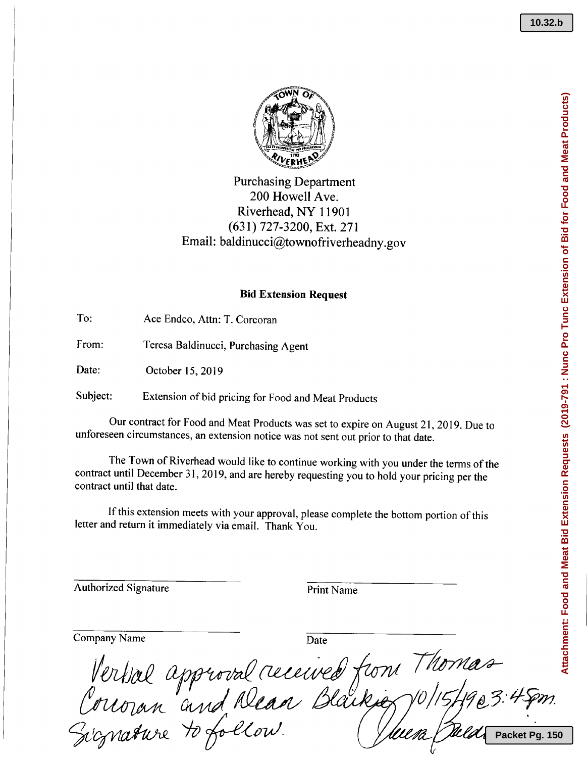Purchasing Department
200 Howell Ave.
Riverhead, NY 11901
(631) 727-3200, Ext. 271
Email: baldinucci@townofriverheadny.gov

**Bid Extension Request**

To: Ace Endco, Attn: T. Corcoran

From: Teresa Baldinucci, Purchasing Agent

Date: October 15, 2019

Subject: Extension of bid pricing for Food and Meat Products

Our contract for Food and Meat Products was set to expire on August 21, 2019. Due to unforeseen circumstances, an extension notice was not sent out prior to that date.

The Town of Riverhead would like to continue working with you under the terms of the contract until December 31, 2019, and are hereby requesting you to hold your pricing per the contract until that date.

If this extension meets with your approval, please complete the bottom portion of this letter and return it immediately via email. Thank You.

_______________________ Authorized Signature

_______________________ Print Name

_______________________ Company Name

_______________________ Date

Verbal approval received from Thomas Corcoran and Dean Blaikie 10/15/19 @ 3:45pm. Signature to follow.